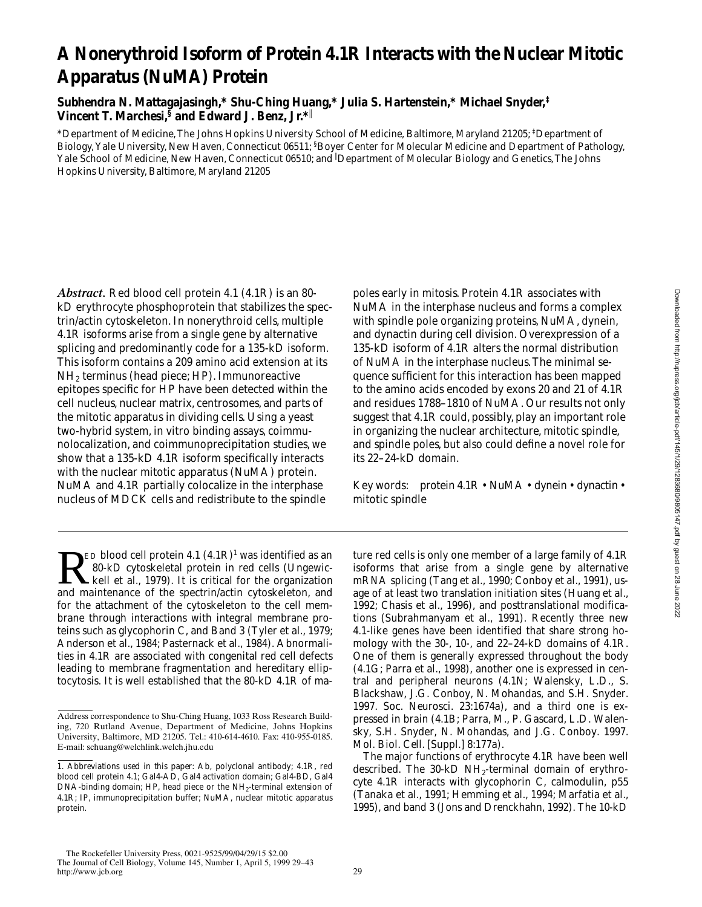# A Nonerythroid Isoform of Protein 4.1R Interacts with the Nuclear Mitotic Apparatus (NuMA) Protein

**Subhendra N. Mattagajasingh,\* Shu-Ching Huang,\* Julia S. Hartenstein,\* Michael Snyder,‡ Vincent T. Marchesi,§ and Edward J. Benz, Jr.\*‖**

\*Department of Medicine, The Johns Hopkins University School of Medicine, Baltimore, Maryland 21205; ‡Department of Biology, Yale University, New Haven, Connecticut 06511; §Boyer Center for Molecular Medicine and Department of Pathology, Yale School of Medicine, New Haven, Connecticut 06510; and ‖Department of Molecular Biology and Genetics, The Johns Hopkins University, Baltimore, Maryland 21205

***Abstract.*** Red blood cell protein 4.1 (4.1R) is an 80-kD erythrocyte phosphoprotein that stabilizes the spectrin/actin cytoskeleton. In nonerythroid cells, multiple 4.1R isoforms arise from a single gene by alternative splicing and predominantly code for a 135-kD isoform. This isoform contains a 209 amino acid extension at its $NH_2$ terminus (head piece; HP). Immunoreactive epitopes specific for HP have been detected within the cell nucleus, nuclear matrix, centrosomes, and parts of the mitotic apparatus in dividing cells. Using a yeast two-hybrid system, in vitro binding assays, coimmunolocalization, and coimmunoprecipitation studies, we show that a 135-kD 4.1R isoform specifically interacts with the nuclear mitotic apparatus (NuMA) protein. NuMA and 4.1R partially colocalize in the interphase nucleus of MDCK cells and redistribute to the spindle poles early in mitosis. Protein 4.1R associates with NuMA in the interphase nucleus and forms a complex with spindle pole organizing proteins, NuMA, dynein, and dynactin during cell division. Overexpression of a 135-kD isoform of 4.1R alters the normal distribution of NuMA in the interphase nucleus. The minimal sequence sufficient for this interaction has been mapped to the amino acids encoded by exons 20 and 21 of 4.1R and residues 1788–1810 of NuMA. Our results not only suggest that 4.1R could, possibly, play an important role in organizing the nuclear architecture, mitotic spindle, and spindle poles, but also could define a novel role for its 22–24-kD domain.

Key words: protein 4.1R • NuMA • dynein • dynactin • mitotic spindle

Red blood cell protein 4.1 (4.1R)[1] was identified as an 80-kD cytoskeletal protein in red cells (Ungewickell et al., 1979). It is critical for the organization and maintenance of the spectrin/actin cytoskeleton, and for the attachment of the cytoskeleton to the cell membrane through interactions with integral membrane proteins such as glycophorin C, and Band 3 (Tyler et al., 1979; Anderson et al., 1984; Pasternack et al., 1984). Abnormalities in 4.1R are associated with congenital red cell defects leading to membrane fragmentation and hereditary elliptocytosis. It is well established that the 80-kD 4.1R of mature red cells is only one member of a large family of 4.1R isoforms that arise from a single gene by alternative mRNA splicing (Tang et al., 1990; Conboy et al., 1991), usage of at least two translation initiation sites (Huang et al., 1992; Chasis et al., 1996), and posttranslational modifications (Subrahmanyam et al., 1991). Recently three new 4.1-like genes have been identified that share strong homology with the 30-, 10-, and 22–24-kD domains of 4.1R. One of them is generally expressed throughout the body (4.1G; Parra et al., 1998), another one is expressed in central and peripheral neurons (4.1N; Walensky, L.D., S. Blackshaw, J.G. Conboy, N. Mohandas, and S.H. Snyder. 1997. Soc. Neurosci. 23:1674a), and a third one is expressed in brain (4.1B; Parra, M., P. Gascard, L.D. Walensky, S.H. Snyder, N. Mohandas, and J.G. Conboy. 1997. Mol. Biol. Cell. [Suppl.] 8:177a).

The major functions of erythrocyte 4.1R have been well described. The 30-kD $NH_2$-terminal domain of erythrocyte 4.1R interacts with glycophorin C, calmodulin, p55 (Tanaka et al., 1991; Hemming et al., 1994; Marfatia et al., 1995), and band 3 (Jons and Drenckhahn, 1992). The 10-kD

---

Address correspondence to Shu-Ching Huang, 1033 Ross Research Building, 720 Rutland Avenue, Department of Medicine, Johns Hopkins University, Baltimore, MD 21205. Tel.: 410-614-4610. Fax: 410-955-0185. E-mail: schuang@welchlink.welch.jhu.edu

1. Abbreviations used in this paper: Ab, polyclonal antibody; 4.1R, red blood cell protein 4.1; Gal4-AD, Gal4 activation domain; Gal4-BD, Gal4 DNA-binding domain; HP, head piece or the $NH_2$-terminal extension of 4.1R; IP, immunoprecipitation buffer; NuMA, nuclear mitotic apparatus protein.

The Rockefeller University Press, 0021-9525/99/04/29/15 $2.00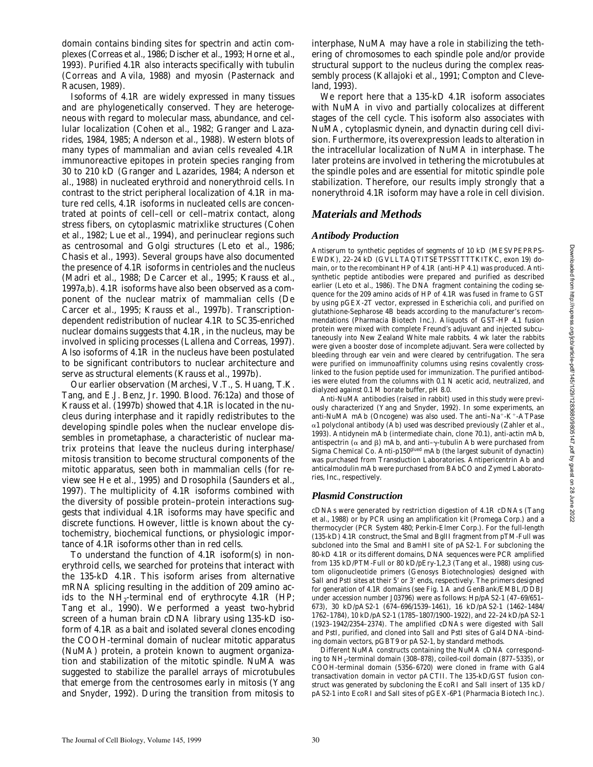domain contains binding sites for spectrin and actin complexes (Correas et al., 1986; Discher et al., 1993; Horne et al., 1993). Purified 4.1R also interacts specifically with tubulin (Correas and Avila, 1988) and myosin (Pasternack and Racusen, 1989).

Isoforms of 4.1R are widely expressed in many tissues and are phylogenetically conserved. They are heterogeneous with regard to molecular mass, abundance, and cellular localization (Cohen et al., 1982; Granger and Lazarides, 1984, 1985; Anderson et al., 1988). Western blots of many types of mammalian and avian cells revealed 4.1R immunoreactive epitopes in protein species ranging from 30 to 210 kD (Granger and Lazarides, 1984; Anderson et al., 1988) in nucleated erythroid and nonerythroid cells. In contrast to the strict peripheral localization of 4.1R in mature red cells, 4.1R isoforms in nucleated cells are concentrated at points of cell–cell or cell–matrix contact, along stress fibers, on cytoplasmic matrixlike structures (Cohen et al., 1982; Lue et al., 1994), and perinuclear regions such as centrosomal and Golgi structures (Leto et al., 1986; Chasis et al., 1993). Several groups have also documented the presence of 4.1R isoforms in centrioles and the nucleus (Madri et al., 1988; De Carcer et al., 1995; Krauss et al., 1997a,b). 4.1R isoforms have also been observed as a component of the nuclear matrix of mammalian cells (De Carcer et al., 1995; Krauss et al., 1997b). Transcription-dependent redistribution of nuclear 4.1R to SC35-enriched nuclear domains suggests that 4.1R, in the nucleus, may be involved in splicing processes (Lallena and Correas, 1997). Also isoforms of 4.1R in the nucleus have been postulated to be significant contributors to nuclear architecture and serve as structural elements (Krauss et al., 1997b).

Our earlier observation (Marchesi, V.T., S. Huang, T.K. Tang, and E.J. Benz, Jr. 1990. *Blood.* 76:12a) and those of Krauss et al. (1997b) showed that 4.1R is located in the nucleus during interphase and it rapidly redistributes to the developing spindle poles when the nuclear envelope dissembles in prometaphase, a characteristic of nuclear matrix proteins that leave the nucleus during interphase/mitosis transition to become structural components of the mitotic apparatus, seen both in mammalian cells (for review see He et al., 1995) and *Drosophila* (Saunders et al., 1997). The multiplicity of 4.1R isoforms combined with the diversity of possible protein–protein interactions suggests that individual 4.1R isoforms may have specific and discrete functions. However, little is known about the cytochemistry, biochemical functions, or physiologic importance of 4.1R isoforms other than in red cells.

To understand the function of 4.1R isoform(s) in nonerythroid cells, we searched for proteins that interact with the 135-kD 4.1R. This isoform arises from alternative mRNA splicing resulting in the addition of 209 amino acids to the $NH_2$-terminal end of erythrocyte 4.1R (HP; Tang et al., 1990). We performed a yeast two-hybrid screen of a human brain cDNA library using 135-kD isoform of 4.1R as a bait and isolated several clones encoding the COOH-terminal domain of nuclear mitotic apparatus (NuMA) protein, a protein known to augment organization and stabilization of the mitotic spindle. NuMA was suggested to stabilize the parallel arrays of microtubules that emerge from the centrosomes early in mitosis (Yang and Snyder, 1992). During the transition from mitosis to interphase, NuMA may have a role in stabilizing the tethering of chromosomes to each spindle pole and/or provide structural support to the nucleus during the complex reassembly process (Kallajoki et al., 1991; Compton and Cleveland, 1993).

We report here that a 135-kD 4.1R isoform associates with NuMA in vivo and partially colocalizes at different stages of the cell cycle. This isoform also associates with NuMA, cytoplasmic dynein, and dynactin during cell division. Furthermore, its overexpression leads to alteration in the intracellular localization of NuMA in interphase. The later proteins are involved in tethering the microtubules at the spindle poles and are essential for mitotic spindle pole stabilization. Therefore, our results imply strongly that a nonerythroid 4.1R isoform may have a role in cell division.

## Materials and Methods

### Antibody Production

Antiserum to synthetic peptides of segments of 10 kD (MESVPEPRPSEWDK), 22–24 kD (GVLLTAQTITSETPSSTTTTKITKC, exon 19) domain, or to the recombinant HP of 4.1R (anti-HP 4.1) was produced. Antisynthetic peptide antibodies were prepared and purified as described earlier (Leto et al., 1986). The DNA fragment containing the coding sequence for the 209 amino acids of HP of 4.1R was fused in frame to GST by using pGEX-2T vector, expressed in *Escherichia coli*, and purified on glutathione-Sepharose 4B beads according to the manufacturer's recommendations (Pharmacia Biotech Inc.). Aliquots of GST-HP 4.1 fusion protein were mixed with complete Freund's adjuvant and injected subcutaneously into New Zealand White male rabbits. 4 wk later the rabbits were given a booster dose of incomplete adjuvant. Sera were collected by bleeding through ear vein and were cleared by centrifugation. The sera were purified on immunoaffinity columns using resins covalently cross-linked to the fusion peptide used for immunization. The purified antibodies were eluted from the columns with 0.1 N acetic acid, neutralized, and dialyzed against 0.1 M borate buffer, pH 8.0.

Anti-NuMA antibodies (raised in rabbit) used in this study were previously characterized (Yang and Snyder, 1992). In some experiments, an anti-NuMA mAb (Oncogene) was also used. The anti–$Na^+$-$K^+$-ATPase $\alpha 1$ polyclonal antibody (Ab) used was described previously (Zahler et al., 1993). Antidynein mAb (intermediate chain, clone 70.1), anti-actin mAb, antispectrin ($\alpha$ and $\beta$) mAb, and anti–$\gamma$-tubulin Ab were purchased from Sigma Chemical Co. Anti-p150$^{glued}$ mAb (the largest subunit of dynactin) was purchased from Transduction Laboratories. Antipericentrin Ab and anticalmodulin mAb were purchased from BAbCO and Zymed Laboratories, Inc., respectively.

### Plasmid Construction

cDNAs were generated by restriction digestion of 4.1R cDNAs (Tang et al., 1988) or by PCR using an amplification kit (Promega Corp.) and a thermocycler (PCR System 480; Perkin-Elmer Corp.). For the full-length (135-kD) 4.1R construct, the SmaI and BglII fragment from pTM-Full was subcloned into the SmaI and BamHI site of pAS2-1. For subcloning the 80-kD 4.1R or its different domains, DNA sequences were PCR amplified from 135 kD/PTM-Full or 80 kD/pEry-1,2,3 (Tang et al., 1988) using custom oligonucleotide primers (Genosys Biotechnologies) designed with SalI and PstI sites at their 5′ or 3′ ends, respectively. The primers designed for generation of 4.1R domains (see Fig. 1 A and GenBank/EMBL/DDBJ under accession number J03796) were as follows: Hp/pAS2-1 (47–69/651–673), 30 kD/pAS2-1 (674–696/1539–1461), 16 kD/pAS2-1 (1462–1484/1762–1784), 10 kD/pAS2-1 (1785–1807/1900–1922), and 22–24 kD/pAS2-1 (1923–1942/2354–2374). The amplified cDNAs were digested with SalI and PstI, purified, and cloned into SalI and PstI sites of Gal4 DNA-binding domain vectors, pGBT9 or pAS2-1, by standard methods.

Different NuMA constructs containing the NuMA cDNA corresponding to $NH_2$-terminal domain (308–878), coiled-coil domain (877–5335), or COOH-terminal domain (5356–6720) were cloned in frame with Gal4 transactivation domain in vector pACTII. The 135-kD/GST fusion construct was generated by subcloning the EcoRI and SalI insert of 135 kD/pAS2-1 into EcoRI and SalI sites of pGEX-6P1 (Pharmacia Biotech Inc.).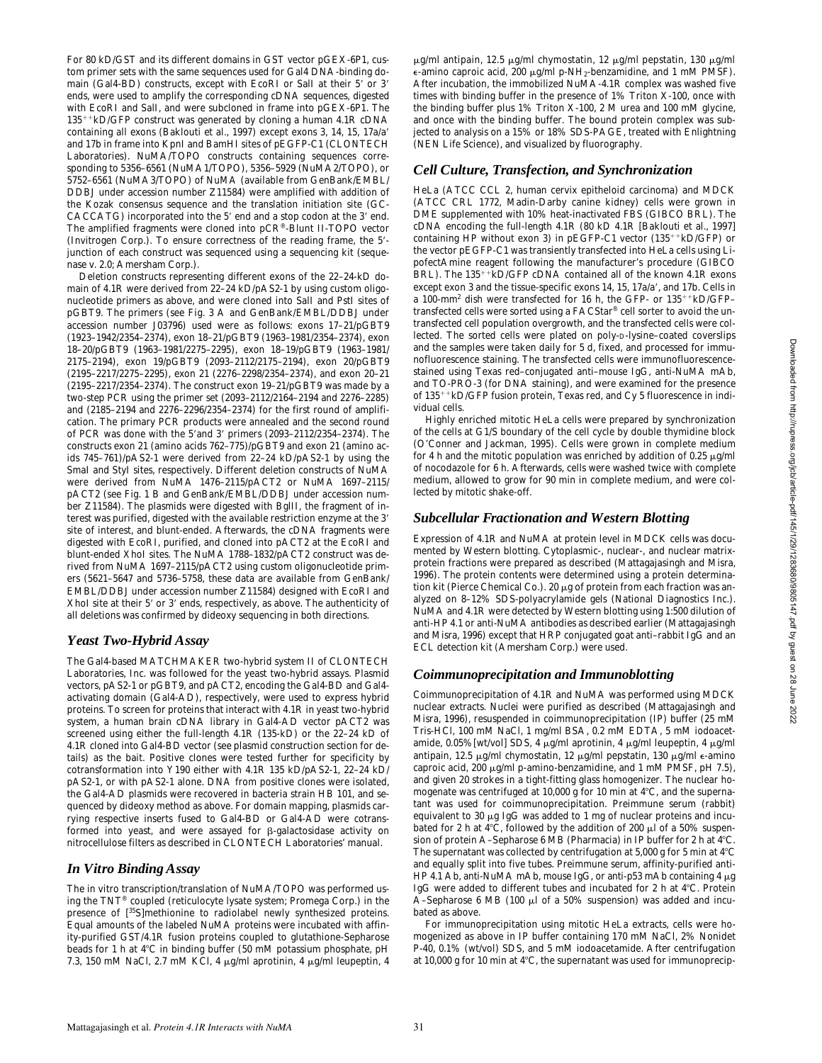For 80 kD/GST and its different domains in GST vector pGEX-6P1, custom primer sets with the same sequences used for Gal4 DNA-binding domain (Gal4-BD) constructs, except with EcoRI or SalI at their 5′ or 3′ ends, were used to amplify the corresponding cDNA sequences, digested with EcoRI and SalI, and were subcloned in frame into pGEX-6P1. The 135++kD/GFP construct was generated by cloning a human 4.1R cDNA containing all exons (Baklouti et al., 1997) except exons 3, 14, 15, 17a/a′ and 17b in frame into KpnI and BamHI sites of pEGFP-C1 (CLONTECH Laboratories). NuMA/TOPO constructs containing sequences corresponding to 5356–6561 (NuMA1/TOPO), 5356–5929 (NuMA2/TOPO), or 5752–6561 (NuMA3/TOPO) of NuMA (available from GenBank/EMBL/DDBJ under accession number Z11584) were amplified with addition of the Kozak consensus sequence and the translation initiation site (GC-CACCATG) incorporated into the 5′ end and a stop codon at the 3′ end. The amplified fragments were cloned into pCR®-Blunt II-TOPO vector (Invitrogen Corp.). To ensure correctness of the reading frame, the 5′-junction of each construct was sequenced using a sequencing kit (sequenase v. 2.0; Amersham Corp.).

Deletion constructs representing different exons of the 22–24-kD domain of 4.1R were derived from 22–24 kD/pAS2-1 by using custom oligonucleotide primers as above, and were cloned into SalI and PstI sites of pGBT9. The primers (see Fig. 3 A and GenBank/EMBL/DDBJ under accession number J03796) used were as follows: exons 17–21/pGBT9 (1923–1942/2354–2374), exon 18–21/pGBT9 (1963–1981/2354–2374), exon 18–20/pGBT9 (1963–1981/2275–2295), exon 18–19/pGBT9 (1963–1981/2175–2194), exon 19/pGBT9 (2093–2112/2175–2194), exon 20/pGBT9 (2195–2217/2275–2295), exon 21 (2276–2298/2354–2374), and exon 20–21 (2195–2217/2354–2374). The construct exon 19–21/pGBT9 was made by a two-step PCR using the primer set (2093–2112/2164–2194 and 2276–2285) and (2185–2194 and 2276–2296/2354–2374) for the first round of amplification. The primary PCR products were annealed and the second round of PCR was done with the 5′and 3′ primers (2093–2112/2354–2374). The constructs exon 21 (amino acids 762–775)/pGBT9 and exon 21 (amino acids 745–761)/pAS2-1 were derived from 22–24 kD/pAS2-1 by using the SmaI and StyI sites, respectively. Different deletion constructs of NuMA were derived from NuMA 1476–2115/pACT2 or NuMA 1697–2115/pACT2 (see Fig. 1 B and GenBank/EMBL/DDBJ under accession number Z11584). The plasmids were digested with BglII, the fragment of interest was purified, digested with the available restriction enzyme at the 3′ site of interest, and blunt-ended. Afterwards, the cDNA fragments were digested with EcoRI, purified, and cloned into pACT2 at the EcoRI and blunt-ended XhoI sites. The NuMA 1788–1832/pACT2 construct was derived from NuMA 1697–2115/pACT2 using custom oligonucleotide primers (5621–5647 and 5736–5758, these data are available from GenBank/EMBL/DDBJ under accession number Z11584) designed with EcoRI and XhoI site at their 5′ or 3′ ends, respectively, as above. The authenticity of all deletions was confirmed by dideoxy sequencing in both directions.

## *Yeast Two-Hybrid Assay*

The Gal4-based MATCHMAKER two-hybrid system II of CLONTECH Laboratories, Inc. was followed for the yeast two-hybrid assays. Plasmid vectors, pAS2-1 or pGBT9, and pACT2, encoding the Gal4-BD and Gal4-activating domain (Gal4-AD), respectively, were used to express hybrid proteins. To screen for proteins that interact with 4.1R in yeast two-hybrid system, a human brain cDNA library in Gal4-AD vector pACT2 was screened using either the full-length 4.1R (135-kD) or the 22–24 kD of 4.1R cloned into Gal4-BD vector (see plasmid construction section for details) as the bait. Positive clones were tested further for specificity by cotransformation into Y190 either with 4.1R 135 kD/pAS2-1, 22–24 kD/pAS2-1, or with pAS2-1 alone. DNA from positive clones were isolated, the Gal4-AD plasmids were recovered in bacteria strain HB 101, and sequenced by dideoxy method as above. For domain mapping, plasmids carrying respective inserts fused to Gal4-BD or Gal4-AD were cotransformed into yeast, and were assayed for β-galactosidase activity on nitrocellulose filters as described in CLONTECH Laboratories' manual.

## *In Vitro Binding Assay*

The in vitro transcription/translation of NuMA/TOPO was performed using the TNT® coupled (reticulocyte lysate system; Promega Corp.) in the presence of [$^{35}$S]methionine to radiolabel newly synthesized proteins. Equal amounts of the labeled NuMA proteins were incubated with affinity-purified GST/4.1R fusion proteins coupled to glutathione-Sepharose beads for 1 h at 4°C in binding buffer (50 mM potassium phosphate, pH 7.3, 150 mM NaCl, 2.7 mM KCl, 4 μg/ml aprotinin, 4 μg/ml leupeptin, 4 μg/ml antipain, 12.5 μg/ml chymostatin, 12 μg/ml pepstatin, 130 μg/ml ε-amino caproic acid, 200 μg/ml p-$NH_2$-benzamidine, and 1 mM PMSF). After incubation, the immobilized NuMA-4.1R complex was washed five times with binding buffer in the presence of 1% Triton X-100, once with the binding buffer plus 1% Triton X-100, 2 M urea and 100 mM glycine, and once with the binding buffer. The bound protein complex was subjected to analysis on a 15% or 18% SDS-PAGE, treated with Enlightning (NEN Life Science), and visualized by fluorography.

## *Cell Culture, Transfection, and Synchronization*

HeLa (ATCC CCL 2, human cervix epitheloid carcinoma) and MDCK (ATCC CRL 1772, Madin-Darby canine kidney) cells were grown in DME supplemented with 10% heat-inactivated FBS (GIBCO BRL). The cDNA encoding the full-length 4.1R (80 kD 4.1R [Baklouti et al., 1997] containing HP without exon 3) in pEGFP-C1 vector (135++kD/GFP) or the vector pEGFP-C1 was transiently transfected into HeLa cells using LipofectAmine reagent following the manufacturer's procedure (GIBCO BRL). The 135++kD/GFP cDNA contained all of the known 4.1R exons except exon 3 and the tissue-specific exons 14, 15, 17a/a′, and 17b. Cells in a 100-mm² dish were transfected for 16 h, the GFP- or 135++kD/GFP–transfected cells were sorted using a FACStar® cell sorter to avoid the untransfected cell population overgrowth, and the transfected cells were collected. The sorted cells were plated on poly-D-lysine–coated coverslips and the samples were taken daily for 5 d, fixed, and processed for immunofluorescence staining. The transfected cells were immunofluorescence-stained using Texas red–conjugated anti–mouse IgG, anti-NuMA mAb, and TO-PRO-3 (for DNA staining), and were examined for the presence of 135++kD/GFP fusion protein, Texas red, and Cy 5 fluorescence in individual cells.

Highly enriched mitotic HeLa cells were prepared by synchronization of the cells at G1/S boundary of the cell cycle by double thymidine block (O'Conner and Jackman, 1995). Cells were grown in complete medium for 4 h and the mitotic population was enriched by addition of 0.25 μg/ml of nocodazole for 6 h. Afterwards, cells were washed twice with complete medium, allowed to grow for 90 min in complete medium, and were collected by mitotic shake-off.

## *Subcellular Fractionation and Western Blotting*

Expression of 4.1R and NuMA at protein level in MDCK cells was documented by Western blotting. Cytoplasmic-, nuclear-, and nuclear matrix-protein fractions were prepared as described (Mattagajasingh and Misra, 1996). The protein contents were determined using a protein determination kit (Pierce Chemical Co.). 20 μg of protein from each fraction was analyzed on 8–12% SDS-polyacrylamide gels (National Diagnostics Inc.). NuMA and 4.1R were detected by Western blotting using 1:500 dilution of anti-HP 4.1 or anti-NuMA antibodies as described earlier (Mattagajasingh and Misra, 1996) except that HRP conjugated goat anti–rabbit IgG and an ECL detection kit (Amersham Corp.) were used.

## *Coimmunoprecipitation and Immunoblotting*

Coimmunoprecipitation of 4.1R and NuMA was performed using MDCK nuclear extracts. Nuclei were purified as described (Mattagajasingh and Misra, 1996), resuspended in coimmunoprecipitation (IP) buffer (25 mM Tris-HCl, 100 mM NaCl, 1 mg/ml BSA, 0.2 mM EDTA, 5 mM iodoacetamide, 0.05% [wt/vol] SDS, 4 μg/ml aprotinin, 4 μg/ml leupeptin, 4 μg/ml antipain, 12.5 μg/ml chymostatin, 12 μg/ml pepstatin, 130 μg/ml ε-amino caproic acid, 200 μg/ml p-amino-benzamidine, and 1 mM PMSF, pH 7.5), and given 20 strokes in a tight-fitting glass homogenizer. The nuclear homogenate was centrifuged at 10,000 g for 10 min at 4°C, and the supernatant was used for coimmunoprecipitation. Preimmune serum (rabbit) equivalent to 30 μg IgG was added to 1 mg of nuclear proteins and incubated for 2 h at 4°C, followed by the addition of 200 μl of a 50% suspension of protein A–Sepharose 6 MB (Pharmacia) in IP buffer for 2 h at 4°C. The supernatant was collected by centrifugation at 5,000 g for 5 min at 4°C and equally split into five tubes. Preimmune serum, affinity-purified anti-HP 4.1 Ab, anti-NuMA mAb, mouse IgG, or anti-p53 mAb containing 4 μg IgG were added to different tubes and incubated for 2 h at 4°C. Protein A–Sepharose 6 MB (100 μl of a 50% suspension) was added and incubated as above.

For immunoprecipitation using mitotic HeLa extracts, cells were homogenized as above in IP buffer containing 170 mM NaCl, 2% Nonidet P-40, 0.1% (wt/vol) SDS, and 5 mM iodoacetamide. After centrifugation at 10,000 g for 10 min at 4°C, the supernatant was used for immunoprecip-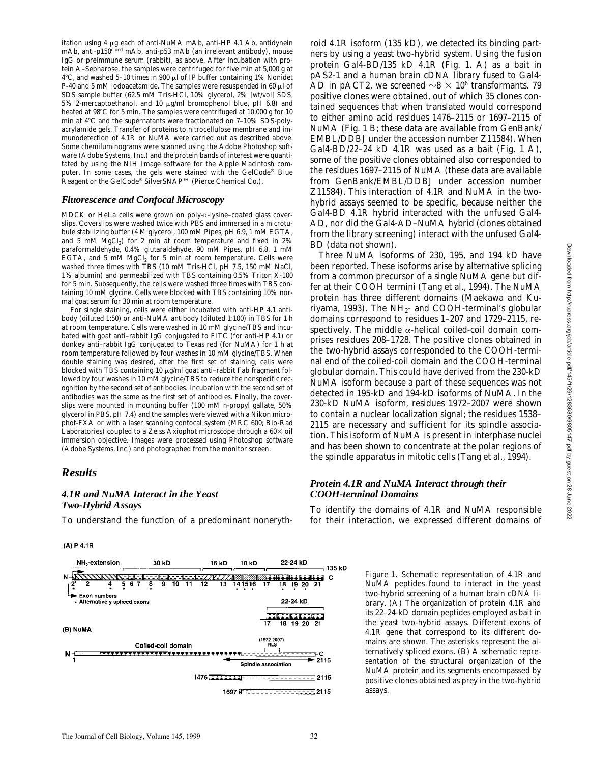itation using 4 μg each of anti-NuMA mAb, anti-HP 4.1 Ab, antidynein mAb, anti-p150[glued] mAb, anti-p53 mAb (an irrelevant antibody), mouse IgG or preimmune serum (rabbit), as above. After incubation with protein A–Sepharose, the samples were centrifuged for five min at 5,000 g at 4°C, and washed 5–10 times in 900 μl of IP buffer containing 1% Nonidet P-40 and 5 mM iodoacetamide. The samples were resuspended in 60 μl of SDS sample buffer (62.5 mM Tris-HCl, 10% glycerol, 2% [wt/vol] SDS, 5% 2-mercaptoethanol, and 10 μg/ml bromophenol blue, pH 6.8) and heated at 98°C for 5 min. The samples were centrifuged at 10,000 g for 10 min at 4°C and the supernatants were fractionated on 7–10% SDS-polyacrylamide gels. Transfer of proteins to nitrocellulose membrane and immunodetection of 4.1R or NuMA were carried out as described above. Some chemiluminograms were scanned using the Adobe Photoshop software (Adobe Systems, Inc.) and the protein bands of interest were quantitated by using the NIH Image software for the Apple Macintosh computer. In some cases, the gels were stained with the GelCode® Blue Reagent or the GelCode® SilverSNAP™ (Pierce Chemical Co.).

### Fluorescence and Confocal Microscopy

MDCK or HeLa cells were grown on poly-D-lysine–coated glass coverslips. Coverslips were washed twice with PBS and immersed in a microtubule stabilizing buffer (4 M glycerol, 100 mM Pipes, pH 6.9, 1 mM EGTA, and 5 mM $MgCl_2$) for 2 min at room temperature and fixed in 2% paraformaldehyde, 0.4% glutaraldehyde, 90 mM Pipes, pH 6.8, 1 mM EGTA, and 5 mM $MgCl_2$ for 5 min at room temperature. Cells were washed three times with TBS (10 mM Tris-HCl, pH 7.5, 150 mM NaCl, 1% albumin) and permeabilized with TBS containing 0.5% Triton X-100 for 5 min. Subsequently, the cells were washed three times with TBS containing 10 mM glycine. Cells were blocked with TBS containing 10% normal goat serum for 30 min at room temperature.

For single staining, cells were either incubated with anti-HP 4.1 antibody (diluted 1:50) or anti-NuMA antibody (diluted 1:100) in TBS for 1 h at room temperature. Cells were washed in 10 mM glycine/TBS and incubated with goat anti–rabbit IgG conjugated to FITC (for anti-HP 4.1) or donkey anti–rabbit IgG conjugated to Texas red (for NuMA) for 1 h at room temperature followed by four washes in 10 mM glycine/TBS. When double staining was desired, after the first set of staining, cells were blocked with TBS containing 10 μg/ml goat anti–rabbit Fab fragment followed by four washes in 10 mM glycine/TBS to reduce the nonspecific recognition by the second set of antibodies. Incubation with the second set of antibodies was the same as the first set of antibodies. Finally, the coverslips were mounted in mounting buffer (100 mM n-propyl gallate, 50% glycerol in PBS, pH 7.4) and the samples were viewed with a Nikon microphot-FXA or with a laser scanning confocal system (MRC 600; Bio-Rad Laboratories) coupled to a Zeiss Axiophot microscope through a 60× oil immersion objective. Images were processed using Photoshop software (Adobe Systems, Inc.) and photographed from the monitor screen.

## Results

### 4.1R and NuMA Interact in the Yeast Two-Hybrid Assays

To understand the function of a predominant nonerythroid 4.1R isoform (135 kD), we detected its binding partners by using a yeast two-hybrid system. Using the fusion protein Gal4-BD/135 kD 4.1R (Fig. 1. A) as a bait in pAS2-1 and a human brain cDNA library fused to Gal4-AD in pACT2, we screened ~8 × $10^6$ transformants. 79 positive clones were obtained, out of which 35 clones contained sequences that when translated would correspond to either amino acid residues 1476–2115 or 1697–2115 of NuMA (Fig. 1 B; these data are available from GenBank/EMBL/DDBJ under the accession number Z11584). When Gal4-BD/22–24 kD 4.1R was used as a bait (Fig. 1 A), some of the positive clones obtained also corresponded to the residues 1697–2115 of NuMA (these data are available from GenBank/EMBL/DDBJ under accession number Z11584). This interaction of 4.1R and NuMA in the two-hybrid assays seemed to be specific, because neither the Gal4-BD 4.1R hybrid interacted with the unfused Gal4-AD, nor did the Gal4-AD–NuMA hybrid (clones obtained from the library screening) interact with the unfused Gal4-BD (data not shown).

Three NuMA isoforms of 230, 195, and 194 kD have been reported. These isoforms arise by alternative splicing from a common precursor of a single NuMA gene but differ at their COOH termini (Tang et al., 1994). The NuMA protein has three different domains (Maekawa and Kuriyama, 1993). The $NH_2$- and COOH-terminal's globular domains correspond to residues 1–207 and 1729–2115, respectively. The middle α-helical coiled-coil domain comprises residues 208–1728. The positive clones obtained in the two-hybrid assays corresponded to the COOH-terminal end of the coiled-coil domain and the COOH-terminal globular domain. This could have derived from the 230-kD NuMA isoform because a part of these sequences was not detected in 195-kD and 194-kD isoforms of NuMA. In the 230-kD NuMA isoform, residues 1972–2007 were shown to contain a nuclear localization signal; the residues 1538–2115 are necessary and sufficient for its spindle association. This isoform of NuMA is present in interphase nuclei and has been shown to concentrate at the polar regions of the spindle apparatus in mitotic cells (Tang et al., 1994).

### Protein 4.1R and NuMA Interact through their COOH-terminal Domains

To identify the domains of 4.1R and NuMA responsible for their interaction, we expressed different domains of

Figure 1. Schematic representation of 4.1R and NuMA peptides found to interact in the yeast two-hybrid screening of a human brain cDNA library. (A) The organization of protein 4.1R and its 22–24-kD domain peptides employed as bait in the yeast two-hybrid assays. Different exons of 4.1R gene that correspond to its different domains are shown. The asterisks represent the alternatively spliced exons. (B) A schematic representation of the structural organization of the NuMA protein and its segments encompassed by positive clones obtained as prey in the two-hybrid assays.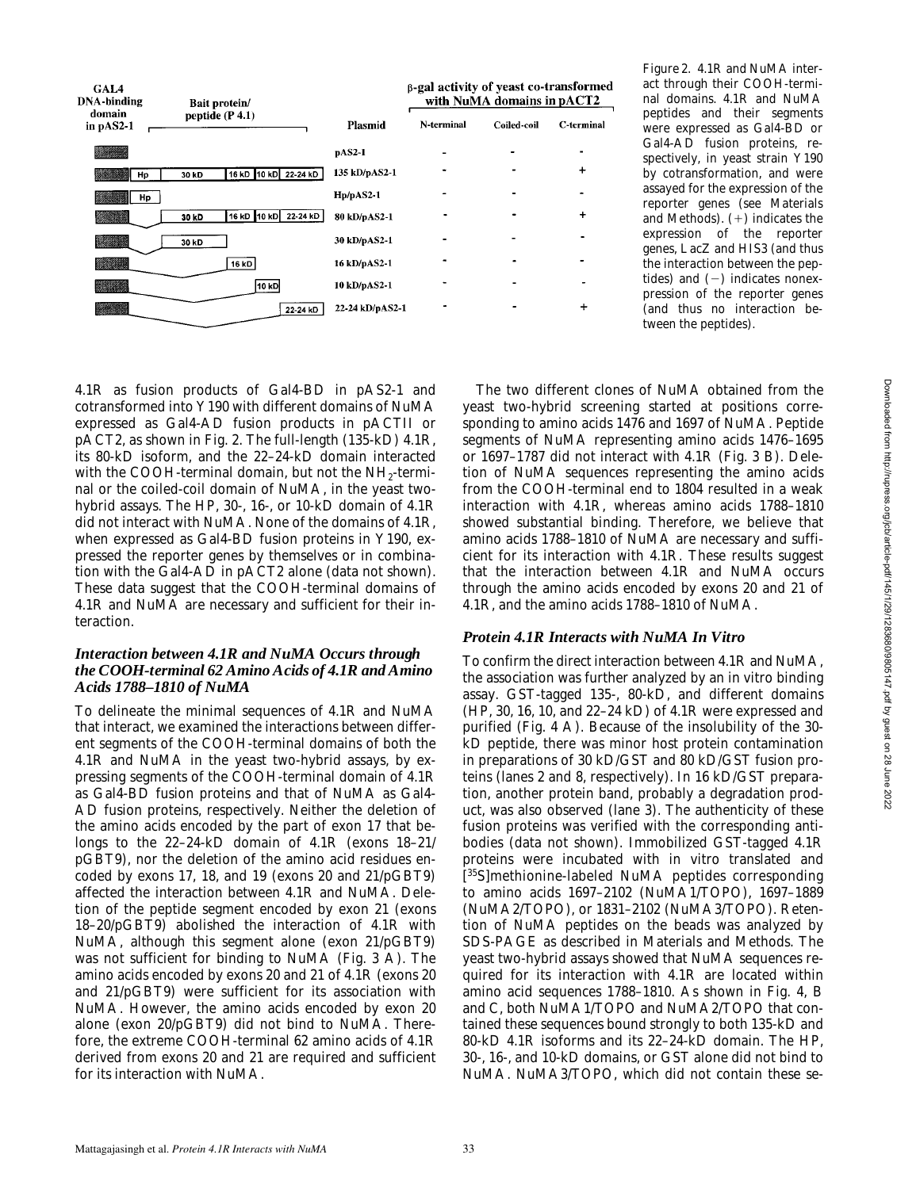| GAL4 DNA-binding domain in pAS2-1 | Bait protein/ peptide (P 4.1) | Plasmid | β-gal activity of yeast co-transformed with NuMA domains in pACT2 | | |
|---|---|---|---|---|---|
| | | | N-terminal | Coiled-coil | C-terminal |
| | | pAS2-1 | - | - | - |
| | Hp 30 kD 16 kD 10 kD 22-24 kD | 135 kD/pAS2-1 | - | - | + |
| | Hp | Hp/pAS2-1 | - | - | - |
| | 30 kD 16 kD 10 kD 22-24 kD | 80 kD/pAS2-1 | - | - | + |
| | 30 kD | 30 kD/pAS2-1 | - | - | - |
| | 16 kD | 16 kD/pAS2-1 | - | - | - |
| | 10 kD | 10 kD/pAS2-1 | - | - | - |
| | 22-24 kD | 22-24 kD/pAS2-1 | - | - | + |

Figure 2. 4.1R and NuMA interact through their COOH-terminal domains. 4.1R and NuMA peptides and their segments were expressed as Gal4-BD or Gal4-AD fusion proteins, respectively, in yeast strain Y190 by cotransformation, and were assayed for the expression of the reporter genes (see Materials and Methods). (+) indicates the expression of the reporter genes, LacZ and HIS3 (and thus the interaction between the peptides) and (−) indicates nonexpression of the reporter genes (and thus no interaction between the peptides).

4.1R as fusion products of Gal4-BD in pAS2-1 and cotransformed into Y190 with different domains of NuMA expressed as Gal4-AD fusion products in pACTII or pACT2, as shown in Fig. 2. The full-length (135-kD) 4.1R, its 80-kD isoform, and the 22–24-kD domain interacted with the COOH-terminal domain, but not the $NH_2$-terminal or the coiled-coil domain of NuMA, in the yeast two-hybrid assays. The HP, 30-, 16-, or 10-kD domain of 4.1R did not interact with NuMA. None of the domains of 4.1R, when expressed as Gal4-BD fusion proteins in Y190, expressed the reporter genes by themselves or in combination with the Gal4-AD in pACT2 alone (data not shown). These data suggest that the COOH-terminal domains of 4.1R and NuMA are necessary and sufficient for their interaction.

### *Interaction between 4.1R and NuMA Occurs through the COOH-terminal 62 Amino Acids of 4.1R and Amino Acids 1788–1810 of NuMA*

To delineate the minimal sequences of 4.1R and NuMA that interact, we examined the interactions between different segments of the COOH-terminal domains of both the 4.1R and NuMA in the yeast two-hybrid assays, by expressing segments of the COOH-terminal domain of 4.1R as Gal4-BD fusion proteins and that of NuMA as Gal4-AD fusion proteins, respectively. Neither the deletion of the amino acids encoded by the part of exon 17 that belongs to the 22–24-kD domain of 4.1R (exons 18–21/pGBT9), nor the deletion of the amino acid residues encoded by exons 17, 18, and 19 (exons 20 and 21/pGBT9) affected the interaction between 4.1R and NuMA. Deletion of the peptide segment encoded by exon 21 (exons 18–20/pGBT9) abolished the interaction of 4.1R with NuMA, although this segment alone (exon 21/pGBT9) was not sufficient for binding to NuMA (Fig. 3 A). The amino acids encoded by exons 20 and 21 of 4.1R (exons 20 and 21/pGBT9) were sufficient for its association with NuMA. However, the amino acids encoded by exon 20 alone (exon 20/pGBT9) did not bind to NuMA. Therefore, the extreme COOH-terminal 62 amino acids of 4.1R derived from exons 20 and 21 are required and sufficient for its interaction with NuMA.

The two different clones of NuMA obtained from the yeast two-hybrid screening started at positions corresponding to amino acids 1476 and 1697 of NuMA. Peptide segments of NuMA representing amino acids 1476–1695 or 1697–1787 did not interact with 4.1R (Fig. 3 B). Deletion of NuMA sequences representing the amino acids from the COOH-terminal end to 1804 resulted in a weak interaction with 4.1R, whereas amino acids 1788–1810 showed substantial binding. Therefore, we believe that amino acids 1788–1810 of NuMA are necessary and sufficient for its interaction with 4.1R. These results suggest that the interaction between 4.1R and NuMA occurs through the amino acids encoded by exons 20 and 21 of 4.1R, and the amino acids 1788–1810 of NuMA.

### *Protein 4.1R Interacts with NuMA In Vitro*

To confirm the direct interaction between 4.1R and NuMA, the association was further analyzed by an in vitro binding assay. GST-tagged 135-, 80-kD, and different domains (HP, 30, 16, 10, and 22–24 kD) of 4.1R were expressed and purified (Fig. 4 A). Because of the insolubility of the 30-kD peptide, there was minor host protein contamination in preparations of 30 kD/GST and 80 kD/GST fusion proteins (lanes 2 and 8, respectively). In 16 kD/GST preparation, another protein band, probably a degradation product, was also observed (lane 3). The authenticity of these fusion proteins was verified with the corresponding antibodies (data not shown). Immobilized GST-tagged 4.1R proteins were incubated with in vitro translated and [$^{35}$S]methionine-labeled NuMA peptides corresponding to amino acids 1697–2102 (NuMA1/TOPO), 1697–1889 (NuMA2/TOPO), or 1831–2102 (NuMA3/TOPO). Retention of NuMA peptides on the beads was analyzed by SDS-PAGE as described in Materials and Methods. The yeast two-hybrid assays showed that NuMA sequences required for its interaction with 4.1R are located within amino acid sequences 1788–1810. As shown in Fig. 4, B and C, both NuMA1/TOPO and NuMA2/TOPO that contained these sequences bound strongly to both 135-kD and 80-kD 4.1R isoforms and its 22–24-kD domain. The HP, 30-, 16-, and 10-kD domains, or GST alone did not bind to NuMA. NuMA3/TOPO, which did not contain these se-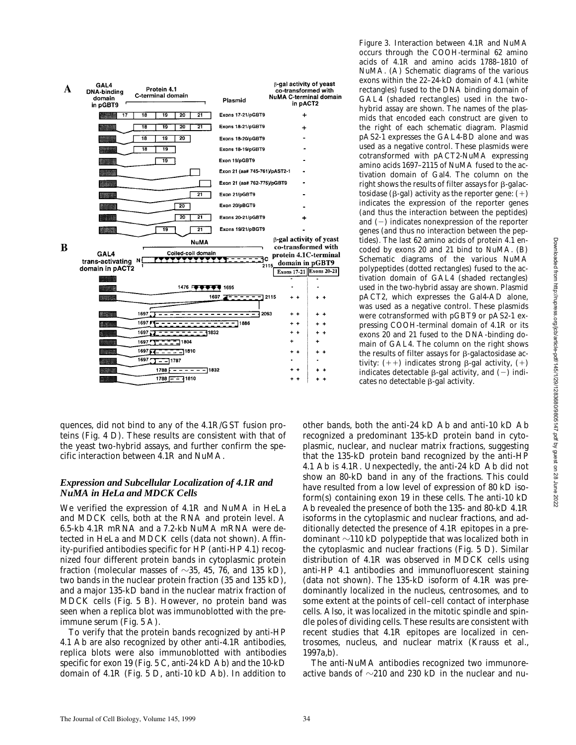Figure 3. Interaction between 4.1R and NuMA occurs through the COOH-terminal 62 amino acids of 4.1R and amino acids 1788–1810 of NuMA. (A) Schematic diagrams of the various exons within the 22–24-kD domain of 4.1 (white rectangles) fused to the DNA binding domain of GAL4 (shaded rectangles) used in the two-hybrid assay are shown. The names of the plasmids that encoded each construct are given to the right of each schematic diagram. Plasmid pAS2-1 expresses the GAL4-BD alone and was used as a negative control. These plasmids were cotransformed with pACT2-NuMA expressing amino acids 1697–2115 of NuMA fused to the activation domain of Gal4. The column on the right shows the results of filter assays for β-galactosidase (β-gal) activity as the reporter gene: (+) indicates the expression of the reporter genes (and thus the interaction between the peptides) and (−) indicates nonexpression of the reporter genes (and thus no interaction between the peptides). The last 62 amino acids of protein 4.1 encoded by exons 20 and 21 bind to NuMA. (B) Schematic diagrams of the various NuMA polypeptides (dotted rectangles) fused to the activation domain of GAL4 (shaded rectangles) used in the two-hybrid assay are shown. Plasmid pACT2, which expresses the Gal4-AD alone, was used as a negative control. These plasmids were cotransformed with pGBT9 or pAS2-1 expressing COOH-terminal domain of 4.1R or its exons 20 and 21 fused to the DNA-binding domain of GAL4. The column on the right shows the results of filter assays for β-galactosidase activity: (++) indicates strong β-gal activity, (+) indicates detectable β-gal activity, and (−) indicates no detectable β-gal activity.

quences, did not bind to any of the 4.1R/GST fusion proteins (Fig. 4 D). These results are consistent with that of the yeast two-hybrid assays, and further confirm the specific interaction between 4.1R and NuMA.

### *Expression and Subcellular Localization of 4.1R and NuMA in HeLa and MDCK Cells*

We verified the expression of 4.1R and NuMA in HeLa and MDCK cells, both at the RNA and protein level. A 6.5-kb 4.1R mRNA and a 7.2-kb NuMA mRNA were detected in HeLa and MDCK cells (data not shown). Affinity-purified antibodies specific for HP (anti-HP 4.1) recognized four different protein bands in cytoplasmic protein fraction (molecular masses of ∼35, 45, 76, and 135 kD), two bands in the nuclear protein fraction (35 and 135 kD), and a major 135-kD band in the nuclear matrix fraction of MDCK cells (Fig. 5 B). However, no protein band was seen when a replica blot was immunoblotted with the preimmune serum (Fig. 5 A).

To verify that the protein bands recognized by anti-HP 4.1 Ab are also recognized by other anti-4.1R antibodies, replica blots were also immunoblotted with antibodies specific for exon 19 (Fig. 5 C, anti-24 kD Ab) and the 10-kD domain of 4.1R (Fig. 5 D, anti-10 kD Ab). In addition to other bands, both the anti-24 kD Ab and anti-10 kD Ab recognized a predominant 135-kD protein band in cytoplasmic, nuclear, and nuclear matrix fractions, suggesting that the 135-kD protein band recognized by the anti-HP 4.1 Ab is 4.1R. Unexpectedly, the anti-24 kD Ab did not show an 80-kD band in any of the fractions. This could have resulted from a low level of expression of 80 kD isoform(s) containing exon 19 in these cells. The anti-10 kD Ab revealed the presence of both the 135- and 80-kD 4.1R isoforms in the cytoplasmic and nuclear fractions, and additionally detected the presence of 4.1R epitopes in a predominant ∼110 kD polypeptide that was localized both in the cytoplasmic and nuclear fractions (Fig. 5 D). Similar distribution of 4.1R was observed in MDCK cells using anti-HP 4.1 antibodies and immunofluorescent staining (data not shown). The 135-kD isoform of 4.1R was predominantly localized in the nucleus, centrosomes, and to some extent at the points of cell–cell contact of interphase cells. Also, it was localized in the mitotic spindle and spindle poles of dividing cells. These results are consistent with recent studies that 4.1R epitopes are localized in centrosomes, nucleus, and nuclear matrix (Krauss et al., 1997a,b).

The anti-NuMA antibodies recognized two immunoreactive bands of ∼210 and 230 kD in the nuclear and nu-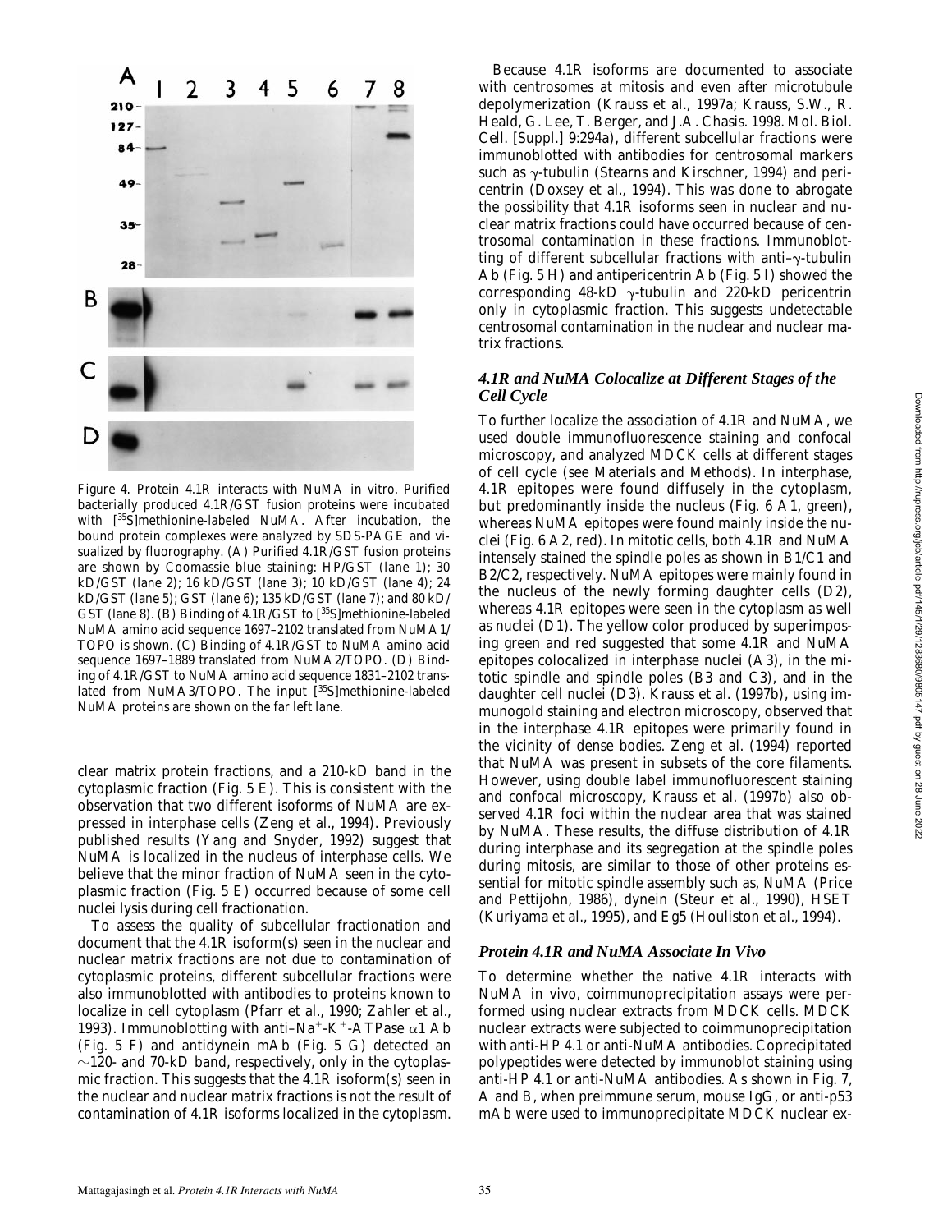Figure 4. Protein 4.1R interacts with NuMA in vitro. Purified bacterially produced 4.1R/GST fusion proteins were incubated with [$^{35}$S]methionine-labeled NuMA. After incubation, the bound protein complexes were analyzed by SDS-PAGE and visualized by fluorography. (A) Purified 4.1R/GST fusion proteins are shown by Coomassie blue staining: HP/GST (lane 1); 30 kD/GST (lane 2); 16 kD/GST (lane 3); 10 kD/GST (lane 4); 24 kD/GST (lane 5); GST (lane 6); 135 kD/GST (lane 7); and 80 kD/GST (lane 8). (B) Binding of 4.1R/GST to [$^{35}$S]methionine-labeled NuMA amino acid sequence 1697–2102 translated from NuMA1/TOPO is shown. (C) Binding of 4.1R/GST to NuMA amino acid sequence 1697–1889 translated from NuMA2/TOPO. (D) Binding of 4.1R/GST to NuMA amino acid sequence 1831–2102 translated from NuMA3/TOPO. The input [$^{35}$S]methionine-labeled NuMA proteins are shown on the far left lane.

clear matrix protein fractions, and a 210-kD band in the cytoplasmic fraction (Fig. 5 E). This is consistent with the observation that two different isoforms of NuMA are expressed in interphase cells (Zeng et al., 1994). Previously published results (Yang and Snyder, 1992) suggest that NuMA is localized in the nucleus of interphase cells. We believe that the minor fraction of NuMA seen in the cytoplasmic fraction (Fig. 5 E) occurred because of some cell nuclei lysis during cell fractionation.

To assess the quality of subcellular fractionation and document that the 4.1R isoform(s) seen in the nuclear and nuclear matrix fractions are not due to contamination of cytoplasmic proteins, different subcellular fractions were also immunoblotted with antibodies to proteins known to localize in cell cytoplasm (Pfarr et al., 1990; Zahler et al., 1993). Immunoblotting with anti–$Na^{+}$-$K^{+}$-ATPase $\alpha$1 Ab (Fig. 5 F) and antidynein mAb (Fig. 5 G) detected an ~120- and 70-kD band, respectively, only in the cytoplasmic fraction. This suggests that the 4.1R isoform(s) seen in the nuclear and nuclear matrix fractions is not the result of contamination of 4.1R isoforms localized in the cytoplasm.

Because 4.1R isoforms are documented to associate with centrosomes at mitosis and even after microtubule depolymerization (Krauss et al., 1997a; Krauss, S.W., R. Heald, G. Lee, T. Berger, and J.A. Chasis. 1998. Mol. Biol. Cell. [Suppl.] 9:294a), different subcellular fractions were immunoblotted with antibodies for centrosomal markers such as $\gamma$-tubulin (Stearns and Kirschner, 1994) and pericentrin (Doxsey et al., 1994). This was done to abrogate the possibility that 4.1R isoforms seen in nuclear and nuclear matrix fractions could have occurred because of centrosomal contamination in these fractions. Immunoblotting of different subcellular fractions with anti–$\gamma$-tubulin Ab (Fig. 5 H) and antipericentrin Ab (Fig. 5 I) showed the corresponding 48-kD $\gamma$-tubulin and 220-kD pericentrin only in cytoplasmic fraction. This suggests undetectable centrosomal contamination in the nuclear and nuclear matrix fractions.

### *4.1R and NuMA Colocalize at Different Stages of the Cell Cycle*

To further localize the association of 4.1R and NuMA, we used double immunofluorescence staining and confocal microscopy, and analyzed MDCK cells at different stages of cell cycle (see Materials and Methods). In interphase, 4.1R epitopes were found diffusely in the cytoplasm, but predominantly inside the nucleus (Fig. 6 A1, green), whereas NuMA epitopes were found mainly inside the nuclei (Fig. 6 A2, red). In mitotic cells, both 4.1R and NuMA intensely stained the spindle poles as shown in B1/C1 and B2/C2, respectively. NuMA epitopes were mainly found in the nucleus of the newly forming daughter cells (D2), whereas 4.1R epitopes were seen in the cytoplasm as well as nuclei (D1). The yellow color produced by superimposing green and red suggested that some 4.1R and NuMA epitopes colocalized in interphase nuclei (A3), in the mitotic spindle and spindle poles (B3 and C3), and in the daughter cell nuclei (D3). Krauss et al. (1997b), using immunogold staining and electron microscopy, observed that in the interphase 4.1R epitopes were primarily found in the vicinity of dense bodies. Zeng et al. (1994) reported that NuMA was present in subsets of the core filaments. However, using double label immunofluorescent staining and confocal microscopy, Krauss et al. (1997b) also observed 4.1R foci within the nuclear area that was stained by NuMA. These results, the diffuse distribution of 4.1R during interphase and its segregation at the spindle poles during mitosis, are similar to those of other proteins essential for mitotic spindle assembly such as, NuMA (Price and Pettijohn, 1986), dynein (Steur et al., 1990), HSET (Kuriyama et al., 1995), and Eg5 (Houliston et al., 1994).

### *Protein 4.1R and NuMA Associate In Vivo*

To determine whether the native 4.1R interacts with NuMA in vivo, coimmunoprecipitation assays were performed using nuclear extracts from MDCK cells. MDCK nuclear extracts were subjected to coimmunoprecipitation with anti-HP 4.1 or anti-NuMA antibodies. Coprecipitated polypeptides were detected by immunoblot staining using anti-HP 4.1 or anti-NuMA antibodies. As shown in Fig. 7, A and B, when preimmune serum, mouse IgG, or anti-p53 mAb were used to immunoprecipitate MDCK nuclear ex-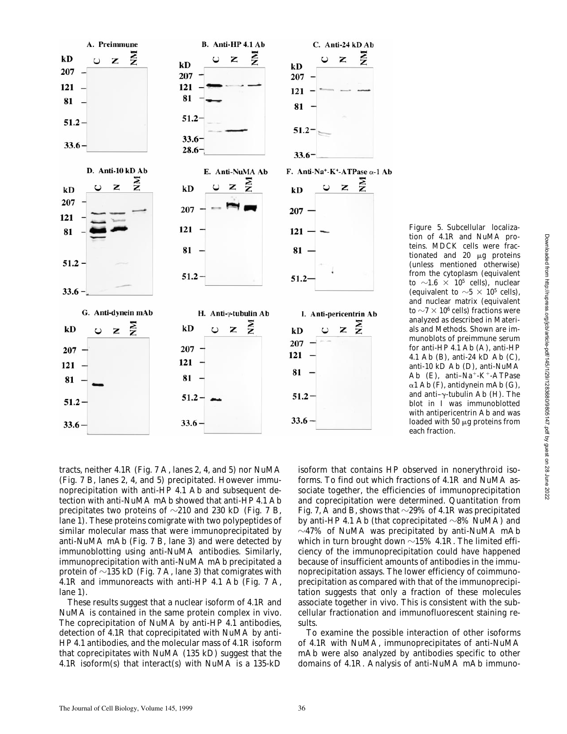Figure 5. Subcellular localization of 4.1R and NuMA proteins. MDCK cells were fractionated and 20 μg proteins (unless mentioned otherwise) from the cytoplasm (equivalent to ~1.6 × $10^5$ cells), nuclear (equivalent to ~5 × $10^5$ cells), and nuclear matrix (equivalent to ~7 × $10^6$ cells) fractions were analyzed as described in Materials and Methods. Shown are immunoblots of preimmune serum for anti-HP 4.1 Ab (A), anti-HP 4.1 Ab (B), anti-24 kD Ab (C), anti-10 kD Ab (D), anti-NuMA Ab (E), anti–$Na^+$-$K^+$-ATPase α1 Ab (F), antidynein mAb (G), and anti–γ-tubulin Ab (H). The blot in I was immunoblotted with antipericentrin Ab and was loaded with 50 μg proteins from each fraction.

tracts, neither 4.1R (Fig. 7 A, lanes 2, 4, and 5) nor NuMA (Fig. 7 B, lanes 2, 4, and 5) precipitated. However immunoprecipitation with anti-HP 4.1 Ab and subsequent detection with anti-NuMA mAb showed that anti-HP 4.1 Ab precipitates two proteins of ~210 and 230 kD (Fig. 7 B, lane 1). These proteins comigrate with two polypeptides of similar molecular mass that were immunoprecipitated by anti-NuMA mAb (Fig. 7 B, lane 3) and were detected by immunoblotting using anti-NuMA antibodies. Similarly, immunoprecipitation with anti-NuMA mAb precipitated a protein of ~135 kD (Fig. 7 A, lane 3) that comigrates with 4.1R and immunoreacts with anti-HP 4.1 Ab (Fig. 7 A, lane 1).

These results suggest that a nuclear isoform of 4.1R and NuMA is contained in the same protein complex in vivo. The coprecipitation of NuMA by anti-HP 4.1 antibodies, detection of 4.1R that coprecipitated with NuMA by anti-HP 4.1 antibodies, and the molecular mass of 4.1R isoform that coprecipitates with NuMA (135 kD) suggest that the 4.1R isoform(s) that interact(s) with NuMA is a 135-kD isoform that contains HP observed in nonerythroid isoforms. To find out which fractions of 4.1R and NuMA associate together, the efficiencies of immunoprecipitation and coprecipitation were determined. Quantitation from Fig. 7, A and B, shows that ~29% of 4.1R was precipitated by anti-HP 4.1 Ab (that coprecipitated ~8% NuMA) and ~47% of NuMA was precipitated by anti-NuMA mAb which in turn brought down ~15% 4.1R. The limited efficiency of the immunoprecipitation could have happened because of insufficient amounts of antibodies in the immunoprecipitation assays. The lower efficiency of coimmunoprecipitation as compared with that of the immunoprecipitation suggests that only a fraction of these molecules associate together in vivo. This is consistent with the subcellular fractionation and immunofluorescent staining results.

To examine the possible interaction of other isoforms of 4.1R with NuMA, immunoprecipitates of anti-NuMA mAb were also analyzed by antibodies specific to other domains of 4.1R. Analysis of anti-NuMA mAb immuno-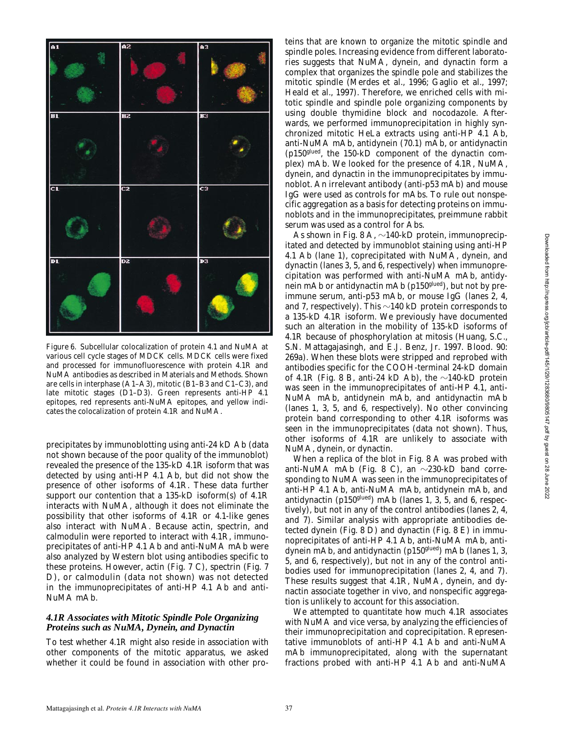Figure 6. Subcellular colocalization of protein 4.1 and NuMA at various cell cycle stages of MDCK cells. MDCK cells were fixed and processed for immunofluorescence with protein 4.1R and NuMA antibodies as described in Materials and Methods. Shown are cells in interphase (A1–A3), mitotic (B1–B3 and C1–C3), and late mitotic stages (D1–D3). Green represents anti-HP 4.1 epitopes, red represents anti-NuMA epitopes, and yellow indicates the colocalization of protein 4.1R and NuMA.

precipitates by immunoblotting using anti-24 kD Ab (data not shown because of the poor quality of the immunoblot) revealed the presence of the 135-kD 4.1R isoform that was detected by using anti-HP 4.1 Ab, but did not show the presence of other isoforms of 4.1R. These data further support our contention that a 135-kD isoform(s) of 4.1R interacts with NuMA, although it does not eliminate the possibility that other isoforms of 4.1R or 4.1-like genes also interact with NuMA. Because actin, spectrin, and calmodulin were reported to interact with 4.1R, immunoprecipitates of anti-HP 4.1 Ab and anti-NuMA mAb were also analyzed by Western blot using antibodies specific to these proteins. However, actin (Fig. 7 C), spectrin (Fig. 7 D), or calmodulin (data not shown) was not detected in the immunoprecipitates of anti-HP 4.1 Ab and anti-NuMA mAb.

### *4.1R Associates with Mitotic Spindle Pole Organizing Proteins such as NuMA, Dynein, and Dynactin*

To test whether 4.1R might also reside in association with other components of the mitotic apparatus, we asked whether it could be found in association with other proteins that are known to organize the mitotic spindle and spindle poles. Increasing evidence from different laboratories suggests that NuMA, dynein, and dynactin form a complex that organizes the spindle pole and stabilizes the mitotic spindle (Merdes et al., 1996; Gaglio et al., 1997; Heald et al., 1997). Therefore, we enriched cells with mitotic spindle and spindle pole organizing components by using double thymidine block and nocodazole. Afterwards, we performed immunoprecipitation in highly synchronized mitotic HeLa extracts using anti-HP 4.1 Ab, anti-NuMA mAb, antidynein (70.1) mAb, or antidynactin ($p150^{glued}$, the 150-kD component of the dynactin complex) mAb. We looked for the presence of 4.1R, NuMA, dynein, and dynactin in the immunoprecipitates by immunoblot. An irrelevant antibody (anti-p53 mAb) and mouse IgG were used as controls for mAbs. To rule out nonspecific aggregation as a basis for detecting proteins on immunoblots and in the immunoprecipitates, preimmune rabbit serum was used as a control for Abs.

As shown in Fig. 8 A, ~140-kD protein, immunoprecipitated and detected by immunoblot staining using anti-HP 4.1 Ab (lane 1), coprecipitated with NuMA, dynein, and dynactin (lanes 3, 5, and 6, respectively) when immunoprecipitation was performed with anti-NuMA mAb, antidynein mAb or antidynactin mAb ($p150^{glued}$), but not by preimmune serum, anti-p53 mAb, or mouse IgG (lanes 2, 4, and 7, respectively). This ~140 kD protein corresponds to a 135-kD 4.1R isoform. We previously have documented such an alteration in the mobility of 135-kD isoforms of 4.1R because of phosphorylation at mitosis (Huang, S.C., S.N. Mattagajasingh, and E.J. Benz, Jr. 1997. Blood. 90: 269a). When these blots were stripped and reprobed with antibodies specific for the COOH-terminal 24-kD domain of 4.1R (Fig. 8 B, anti-24 kD Ab), the ~140-kD protein was seen in the immunoprecipitates of anti-HP 4.1, anti-NuMA mAb, antidynein mAb, and antidynactin mAb (lanes 1, 3, 5, and 6, respectively). No other convincing protein band corresponding to other 4.1R isoforms was seen in the immunoprecipitates (data not shown). Thus, other isoforms of 4.1R are unlikely to associate with NuMA, dynein, or dynactin.

When a replica of the blot in Fig. 8 A was probed with anti-NuMA mAb (Fig. 8 C), an ~230-kD band corresponding to NuMA was seen in the immunoprecipitates of anti-HP 4.1 Ab, anti-NuMA mAb, antidynein mAb, and antidynactin ($p150^{glued}$) mAb (lanes 1, 3, 5, and 6, respectively), but not in any of the control antibodies (lanes 2, 4, and 7). Similar analysis with appropriate antibodies detected dynein (Fig. 8 D) and dynactin (Fig. 8 E) in immunoprecipitates of anti-HP 4.1 Ab, anti-NuMA mAb, antidynein mAb, and antidynactin ($p150^{glued}$) mAb (lanes 1, 3, 5, and 6, respectively), but not in any of the control antibodies used for immunoprecipitation (lanes 2, 4, and 7). These results suggest that 4.1R, NuMA, dynein, and dynactin associate together in vivo, and nonspecific aggregation is unlikely to account for this association.

We attempted to quantitate how much 4.1R associates with NuMA and vice versa, by analyzing the efficiencies of their immunoprecipitation and coprecipitation. Representative immunoblots of anti-HP 4.1 Ab and anti-NuMA mAb immunoprecipitated, along with the supernatant fractions probed with anti-HP 4.1 Ab and anti-NuMA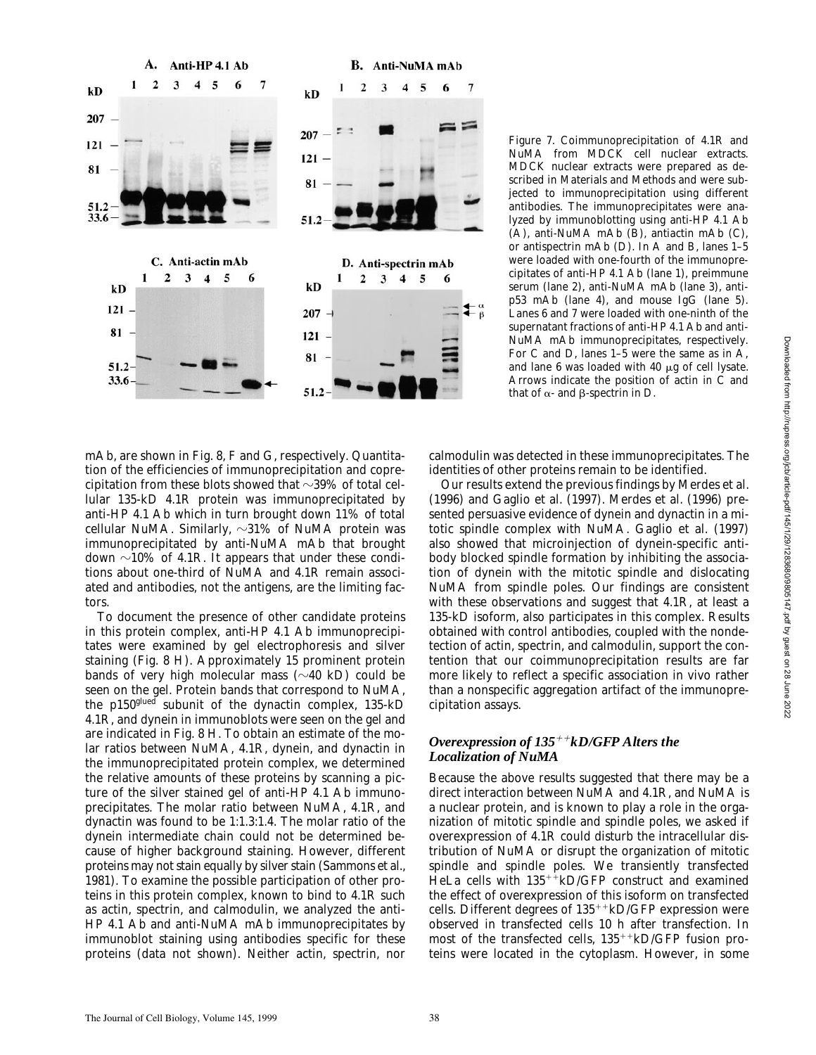Figure 7. Coimmunoprecipitation of 4.1R and NuMA from MDCK cell nuclear extracts. MDCK nuclear extracts were prepared as described in Materials and Methods and were subjected to immunoprecipitation using different antibodies. The immunoprecipitates were analyzed by immunoblotting using anti-HP 4.1 Ab (A), anti-NuMA mAb (B), antiactin mAb (C), or antispectrin mAb (D). In A and B, lanes 1–5 were loaded with one-fourth of the immunoprecipitates of anti-HP 4.1 Ab (lane 1), preimmune serum (lane 2), anti-NuMA mAb (lane 3), anti-p53 mAb (lane 4), and mouse IgG (lane 5). Lanes 6 and 7 were loaded with one-ninth of the supernatant fractions of anti-HP 4.1 Ab and anti-NuMA mAb immunoprecipitates, respectively. For C and D, lanes 1–5 were the same as in A, and lane 6 was loaded with 40 μg of cell lysate. Arrows indicate the position of actin in C and that of α- and β-spectrin in D.

mAb, are shown in Fig. 8, F and G, respectively. Quantitation of the efficiencies of immunoprecipitation and coprecipitation from these blots showed that ~39% of total cellular 135-kD 4.1R protein was immunoprecipitated by anti-HP 4.1 Ab which in turn brought down 11% of total cellular NuMA. Similarly, ~31% of NuMA protein was immunoprecipitated by anti-NuMA mAb that brought down ~10% of 4.1R. It appears that under these conditions about one-third of NuMA and 4.1R remain associated and antibodies, not the antigens, are the limiting factors.

To document the presence of other candidate proteins in this protein complex, anti-HP 4.1 Ab immunoprecipitates were examined by gel electrophoresis and silver staining (Fig. 8 H). Approximately 15 prominent protein bands of very high molecular mass (~40 kD) could be seen on the gel. Protein bands that correspond to NuMA, the p150$^{glued}$ subunit of the dynactin complex, 135-kD 4.1R, and dynein in immunoblots were seen on the gel and are indicated in Fig. 8 H. To obtain an estimate of the molar ratios between NuMA, 4.1R, dynein, and dynactin in the immunoprecipitated protein complex, we determined the relative amounts of these proteins by scanning a picture of the silver stained gel of anti-HP 4.1 Ab immunoprecipitates. The molar ratio between NuMA, 4.1R, and dynactin was found to be 1:1.3:1.4. The molar ratio of the dynein intermediate chain could not be determined because of higher background staining. However, different proteins may not stain equally by silver stain (Sammons et al., 1981). To examine the possible participation of other proteins in this protein complex, known to bind to 4.1R such as actin, spectrin, and calmodulin, we analyzed the anti-HP 4.1 Ab and anti-NuMA mAb immunoprecipitates by immunoblot staining using antibodies specific for these proteins (data not shown). Neither actin, spectrin, nor calmodulin was detected in these immunoprecipitates. The identities of other proteins remain to be identified.

Our results extend the previous findings by Merdes et al. (1996) and Gaglio et al. (1997). Merdes et al. (1996) presented persuasive evidence of dynein and dynactin in a mitotic spindle complex with NuMA. Gaglio et al. (1997) also showed that microinjection of dynein-specific antibody blocked spindle formation by inhibiting the association of dynein with the mitotic spindle and dislocating NuMA from spindle poles. Our findings are consistent with these observations and suggest that 4.1R, at least a 135-kD isoform, also participates in this complex. Results obtained with control antibodies, coupled with the nondetection of actin, spectrin, and calmodulin, support the contention that our coimmunoprecipitation results are far more likely to reflect a specific association in vivo rather than a nonspecific aggregation artifact of the immunoprecipitation assays.

### *Overexpression of 135$^{++}$kD/GFP Alters the Localization of NuMA*

Because the above results suggested that there may be a direct interaction between NuMA and 4.1R, and NuMA is a nuclear protein, and is known to play a role in the organization of mitotic spindle and spindle poles, we asked if overexpression of 4.1R could disturb the intracellular distribution of NuMA or disrupt the organization of mitotic spindle and spindle poles. We transiently transfected HeLa cells with 135$^{++}$kD/GFP construct and examined the effect of overexpression of this isoform on transfected cells. Different degrees of 135$^{++}$kD/GFP expression were observed in transfected cells 10 h after transfection. In most of the transfected cells, 135$^{++}$kD/GFP fusion proteins were located in the cytoplasm. However, in some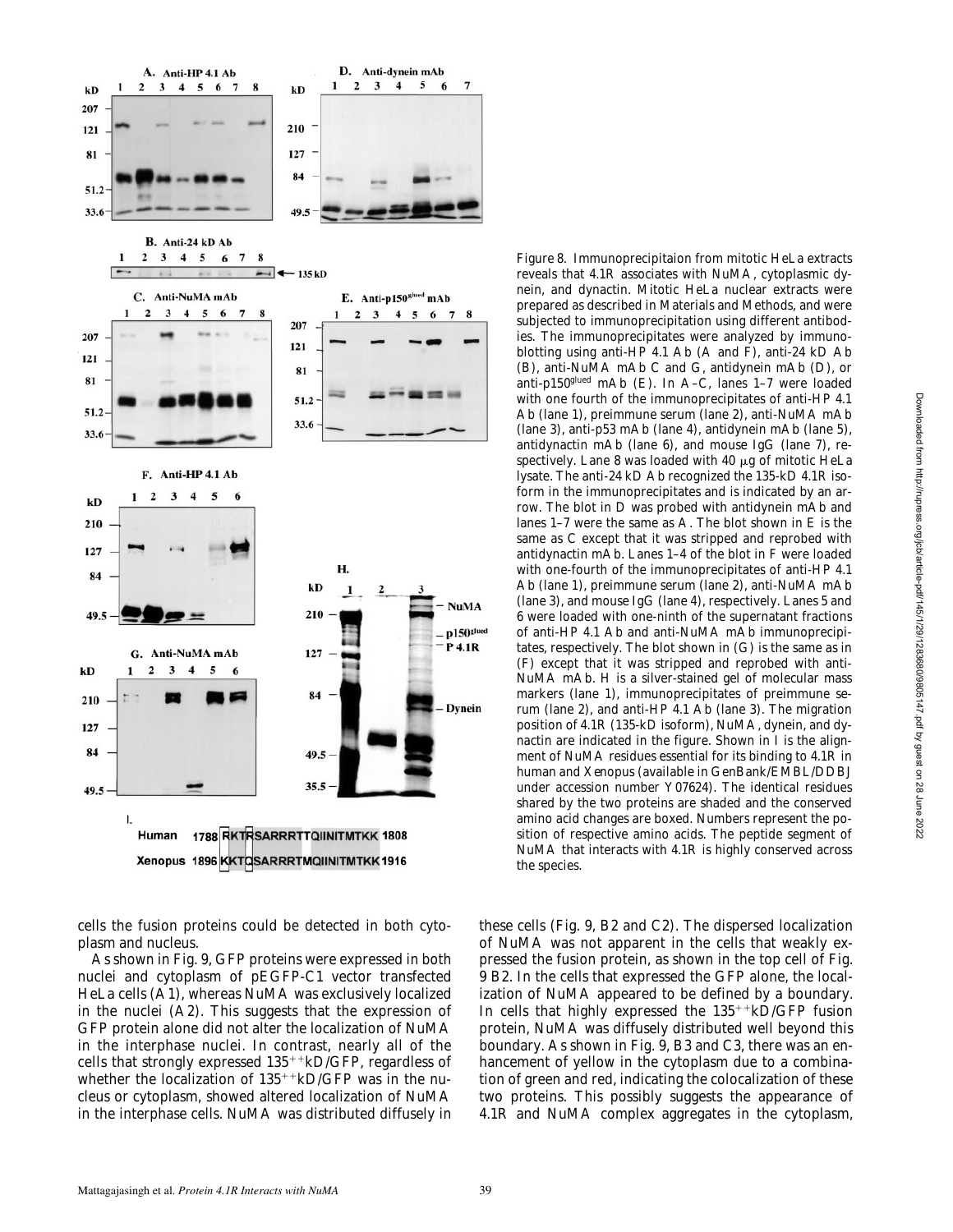Figure 8. Immunoprecipitaion from mitotic HeLa extracts reveals that 4.1R associates with NuMA, cytoplasmic dynein, and dynactin. Mitotic HeLa nuclear extracts were prepared as described in Materials and Methods, and were subjected to immunoprecipitation using different antibodies. The immunoprecipitates were analyzed by immunoblotting using anti-HP 4.1 Ab (A and F), anti-24 kD Ab (B), anti-NuMA mAb C and G, antidynein mAb (D), or anti-p150$^{glued}$ mAb (E). In A–C, lanes 1–7 were loaded with one fourth of the immunoprecipitates of anti-HP 4.1 Ab (lane 1), preimmune serum (lane 2), anti-NuMA mAb (lane 3), anti-p53 mAb (lane 4), antidynein mAb (lane 5), antidynactin mAb (lane 6), and mouse IgG (lane 7), respectively. Lane 8 was loaded with 40 μg of mitotic HeLa lysate. The anti-24 kD Ab recognized the 135-kD 4.1R isoform in the immunoprecipitates and is indicated by an arrow. The blot in D was probed with antidynein mAb and lanes 1–7 were the same as A. The blot shown in E is the same as C except that it was stripped and reprobed with antidynactin mAb. Lanes 1–4 of the blot in F were loaded with one-fourth of the immunoprecipitates of anti-HP 4.1 Ab (lane 1), preimmune serum (lane 2), anti-NuMA mAb (lane 3), and mouse IgG (lane 4), respectively. Lanes 5 and 6 were loaded with one-ninth of the supernatant fractions of anti-HP 4.1 Ab and anti-NuMA mAb immunoprecipitates, respectively. The blot shown in (G) is the same as in (F) except that it was stripped and reprobed with anti-NuMA mAb. H is a silver-stained gel of molecular mass markers (lane 1), immunoprecipitates of preimmune serum (lane 2), and anti-HP 4.1 Ab (lane 3). The migration position of 4.1R (135-kD isoform), NuMA, dynein, and dynactin are indicated in the figure. Shown in I is the alignment of NuMA residues essential for its binding to 4.1R in human and Xenopus (available in GenBank/EMBL/DDBJ under accession number Y07624). The identical residues shared by the two proteins are shaded and the conserved amino acid changes are boxed. Numbers represent the position of respective amino acids. The peptide segment of NuMA that interacts with 4.1R is highly conserved across the species.

cells the fusion proteins could be detected in both cytoplasm and nucleus.

As shown in Fig. 9, GFP proteins were expressed in both nuclei and cytoplasm of pEGFP-C1 vector transfected HeLa cells (A1), whereas NuMA was exclusively localized in the nuclei (A2). This suggests that the expression of GFP protein alone did not alter the localization of NuMA in the interphase nuclei. In contrast, nearly all of the cells that strongly expressed $135^{++}$kD/GFP, regardless of whether the localization of $135^{++}$kD/GFP was in the nucleus or cytoplasm, showed altered localization of NuMA in the interphase cells. NuMA was distributed diffusely in these cells (Fig. 9, B2 and C2). The dispersed localization of NuMA was not apparent in the cells that weakly expressed the fusion protein, as shown in the top cell of Fig. 9 B2. In the cells that expressed the GFP alone, the localization of NuMA appeared to be defined by a boundary. In cells that highly expressed the $135^{++}$kD/GFP fusion protein, NuMA was diffusely distributed well beyond this boundary. As shown in Fig. 9, B3 and C3, there was an enhancement of yellow in the cytoplasm due to a combination of green and red, indicating the colocalization of these two proteins. This possibly suggests the appearance of 4.1R and NuMA complex aggregates in the cytoplasm,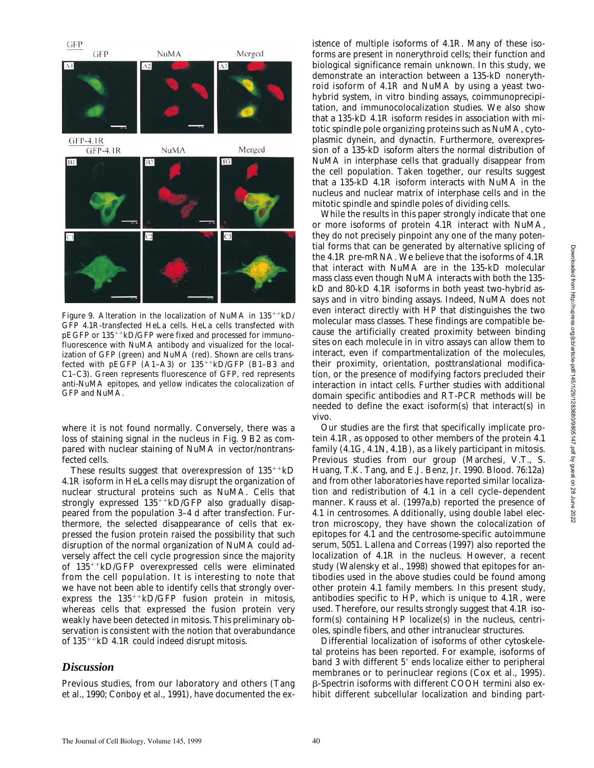Figure 9. Alteration in the localization of NuMA in 135++kD/GFP 4.1R-transfected HeLa cells. HeLa cells transfected with pEGFP or 135++kD/GFP were fixed and processed for immunofluorescence with NuMA antibody and visualized for the localization of GFP (green) and NuMA (red). Shown are cells transfected with pEGFP (A1–A3) or 135++kD/GFP (B1–B3 and C1–C3). Green represents fluorescence of GFP, red represents anti-NuMA epitopes, and yellow indicates the colocalization of GFP and NuMA.

where it is not found normally. Conversely, there was a loss of staining signal in the nucleus in Fig. 9 B2 as compared with nuclear staining of NuMA in vector/nontransfected cells.

These results suggest that overexpression of 135++kD 4.1R isoform in HeLa cells may disrupt the organization of nuclear structural proteins such as NuMA. Cells that strongly expressed 135++kD/GFP also gradually disappeared from the population 3–4 d after transfection. Furthermore, the selected disappearance of cells that expressed the fusion protein raised the possibility that such disruption of the normal organization of NuMA could adversely affect the cell cycle progression since the majority of 135++kD/GFP overexpressed cells were eliminated from the cell population. It is interesting to note that we have not been able to identify cells that strongly overexpress the 135++kD/GFP fusion protein in mitosis, whereas cells that expressed the fusion protein very weakly have been detected in mitosis. This preliminary observation is consistent with the notion that overabundance of 135++kD 4.1R could indeed disrupt mitosis.

## Discussion

Previous studies, from our laboratory and others (Tang et al., 1990; Conboy et al., 1991), have documented the existence of multiple isoforms of 4.1R. Many of these isoforms are present in nonerythroid cells; their function and biological significance remain unknown. In this study, we demonstrate an interaction between a 135-kD nonerythroid isoform of 4.1R and NuMA by using a yeast two-hybrid system, in vitro binding assays, coimmunoprecipitation, and immunocolocalization studies. We also show that a 135-kD 4.1R isoform resides in association with mitotic spindle pole organizing proteins such as NuMA, cytoplasmic dynein, and dynactin. Furthermore, overexpression of a 135-kD isoform alters the normal distribution of NuMA in interphase cells that gradually disappear from the cell population. Taken together, our results suggest that a 135-kD 4.1R isoform interacts with NuMA in the nucleus and nuclear matrix of interphase cells and in the mitotic spindle and spindle poles of dividing cells.

While the results in this paper strongly indicate that one or more isoforms of protein 4.1R interact with NuMA, they do not precisely pinpoint any one of the many potential forms that can be generated by alternative splicing of the 4.1R pre-mRNA. We believe that the isoforms of 4.1R that interact with NuMA are in the 135-kD molecular mass class even though NuMA interacts with both the 135-kD and 80-kD 4.1R isoforms in both yeast two-hybrid assays and in vitro binding assays. Indeed, NuMA does not even interact directly with HP that distinguishes the two molecular mass classes. These findings are compatible because the artificially created proximity between binding sites on each molecule in in vitro assays can allow them to interact, even if compartmentalization of the molecules, their proximity, orientation, posttranslational modification, or the presence of modifying factors precluded their interaction in intact cells. Further studies with additional domain specific antibodies and RT-PCR methods will be needed to define the exact isoform(s) that interact(s) in vivo.

Our studies are the first that specifically implicate protein 4.1R, as opposed to other members of the protein 4.1 family (4.1G, 4.1N, 4.1B), as a likely participant in mitosis. Previous studies from our group (Marchesi, V.T., S. Huang, T.K. Tang, and E.J. Benz, Jr. 1990. *Blood.* 76:12a) and from other laboratories have reported similar localization and redistribution of 4.1 in a cell cycle–dependent manner. Krauss et al. (1997a,b) reported the presence of 4.1 in centrosomes. Additionally, using double label electron microscopy, they have shown the colocalization of epitopes for 4.1 and the centrosome-specific autoimmune serum, 5051. Lallena and Correas (1997) also reported the localization of 4.1R in the nucleus. However, a recent study (Walensky et al., 1998) showed that epitopes for antibodies used in the above studies could be found among other protein 4.1 family members. In this present study, antibodies specific to HP, which is unique to 4.1R, were used. Therefore, our results strongly suggest that 4.1R isoform(s) containing HP localize(s) in the nucleus, centrioles, spindle fibers, and other intranuclear structures.

Differential localization of isoforms of other cytoskeletal proteins has been reported. For example, isoforms of band 3 with different 5′ ends localize either to peripheral membranes or to perinuclear regions (Cox et al., 1995). β-Spectrin isoforms with different COOH termini also exhibit different subcellular localization and binding part-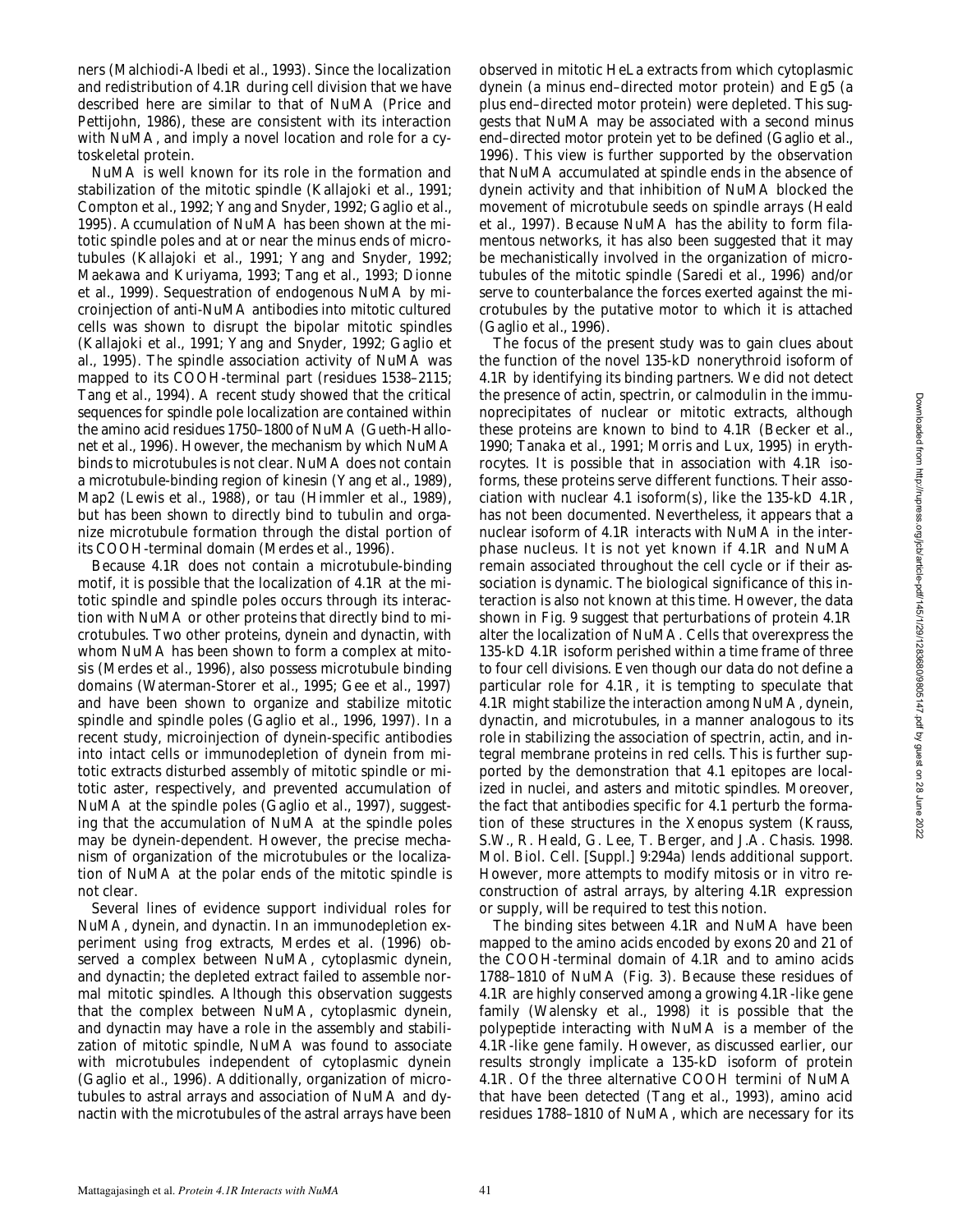ners (Malchiodi-Albedi et al., 1993). Since the localization and redistribution of 4.1R during cell division that we have described here are similar to that of NuMA (Price and Pettijohn, 1986), these are consistent with its interaction with NuMA, and imply a novel location and role for a cytoskeletal protein.

NuMA is well known for its role in the formation and stabilization of the mitotic spindle (Kallajoki et al., 1991; Compton et al., 1992; Yang and Snyder, 1992; Gaglio et al., 1995). Accumulation of NuMA has been shown at the mitotic spindle poles and at or near the minus ends of microtubules (Kallajoki et al., 1991; Yang and Snyder, 1992; Maekawa and Kuriyama, 1993; Tang et al., 1993; Dionne et al., 1999). Sequestration of endogenous NuMA by microinjection of anti-NuMA antibodies into mitotic cultured cells was shown to disrupt the bipolar mitotic spindles (Kallajoki et al., 1991; Yang and Snyder, 1992; Gaglio et al., 1995). The spindle association activity of NuMA was mapped to its COOH-terminal part (residues 1538–2115; Tang et al., 1994). A recent study showed that the critical sequences for spindle pole localization are contained within the amino acid residues 1750–1800 of NuMA (Gueth-Hallonet et al., 1996). However, the mechanism by which NuMA binds to microtubules is not clear. NuMA does not contain a microtubule-binding region of kinesin (Yang et al., 1989), Map2 (Lewis et al., 1988), or tau (Himmler et al., 1989), but has been shown to directly bind to tubulin and organize microtubule formation through the distal portion of its COOH-terminal domain (Merdes et al., 1996).

Because 4.1R does not contain a microtubule-binding motif, it is possible that the localization of 4.1R at the mitotic spindle and spindle poles occurs through its interaction with NuMA or other proteins that directly bind to microtubules. Two other proteins, dynein and dynactin, with whom NuMA has been shown to form a complex at mitosis (Merdes et al., 1996), also possess microtubule binding domains (Waterman-Storer et al., 1995; Gee et al., 1997) and have been shown to organize and stabilize mitotic spindle and spindle poles (Gaglio et al., 1996, 1997). In a recent study, microinjection of dynein-specific antibodies into intact cells or immunodepletion of dynein from mitotic extracts disturbed assembly of mitotic spindle or mitotic aster, respectively, and prevented accumulation of NuMA at the spindle poles (Gaglio et al., 1997), suggesting that the accumulation of NuMA at the spindle poles may be dynein-dependent. However, the precise mechanism of organization of the microtubules or the localization of NuMA at the polar ends of the mitotic spindle is not clear.

Several lines of evidence support individual roles for NuMA, dynein, and dynactin. In an immunodepletion experiment using frog extracts, Merdes et al. (1996) observed a complex between NuMA, cytoplasmic dynein, and dynactin; the depleted extract failed to assemble normal mitotic spindles. Although this observation suggests that the complex between NuMA, cytoplasmic dynein, and dynactin may have a role in the assembly and stabilization of mitotic spindle, NuMA was found to associate with microtubules independent of cytoplasmic dynein (Gaglio et al., 1996). Additionally, organization of microtubules to astral arrays and association of NuMA and dynactin with the microtubules of the astral arrays have been observed in mitotic HeLa extracts from which cytoplasmic dynein (a minus end–directed motor protein) and Eg5 (a plus end–directed motor protein) were depleted. This suggests that NuMA may be associated with a second minus end–directed motor protein yet to be defined (Gaglio et al., 1996). This view is further supported by the observation that NuMA accumulated at spindle ends in the absence of dynein activity and that inhibition of NuMA blocked the movement of microtubule seeds on spindle arrays (Heald et al., 1997). Because NuMA has the ability to form filamentous networks, it has also been suggested that it may be mechanistically involved in the organization of microtubules of the mitotic spindle (Saredi et al., 1996) and/or serve to counterbalance the forces exerted against the microtubules by the putative motor to which it is attached (Gaglio et al., 1996).

The focus of the present study was to gain clues about the function of the novel 135-kD nonerythroid isoform of 4.1R by identifying its binding partners. We did not detect the presence of actin, spectrin, or calmodulin in the immunoprecipitates of nuclear or mitotic extracts, although these proteins are known to bind to 4.1R (Becker et al., 1990; Tanaka et al., 1991; Morris and Lux, 1995) in erythrocytes. It is possible that in association with 4.1R isoforms, these proteins serve different functions. Their association with nuclear 4.1 isoform(s), like the 135-kD 4.1R, has not been documented. Nevertheless, it appears that a nuclear isoform of 4.1R interacts with NuMA in the interphase nucleus. It is not yet known if 4.1R and NuMA remain associated throughout the cell cycle or if their association is dynamic. The biological significance of this interaction is also not known at this time. However, the data shown in Fig. 9 suggest that perturbations of protein 4.1R alter the localization of NuMA. Cells that overexpress the 135-kD 4.1R isoform perished within a time frame of three to four cell divisions. Even though our data do not define a particular role for 4.1R, it is tempting to speculate that 4.1R might stabilize the interaction among NuMA, dynein, dynactin, and microtubules, in a manner analogous to its role in stabilizing the association of spectrin, actin, and integral membrane proteins in red cells. This is further supported by the demonstration that 4.1 epitopes are localized in nuclei, and asters and mitotic spindles. Moreover, the fact that antibodies specific for 4.1 perturb the formation of these structures in the *Xenopus* system (Krauss, S.W., R. Heald, G. Lee, T. Berger, and J.A. Chasis. 1998. *Mol. Biol. Cell.* [*Suppl.*] 9:294a) lends additional support. However, more attempts to modify mitosis or in vitro reconstruction of astral arrays, by altering 4.1R expression or supply, will be required to test this notion.

The binding sites between 4.1R and NuMA have been mapped to the amino acids encoded by exons 20 and 21 of the COOH-terminal domain of 4.1R and to amino acids 1788–1810 of NuMA (Fig. 3). Because these residues of 4.1R are highly conserved among a growing 4.1R-like gene family (Walensky et al., 1998) it is possible that the polypeptide interacting with NuMA is a member of the 4.1R-like gene family. However, as discussed earlier, our results strongly implicate a 135-kD isoform of protein 4.1R. Of the three alternative COOH termini of NuMA that have been detected (Tang et al., 1993), amino acid residues 1788–1810 of NuMA, which are necessary for its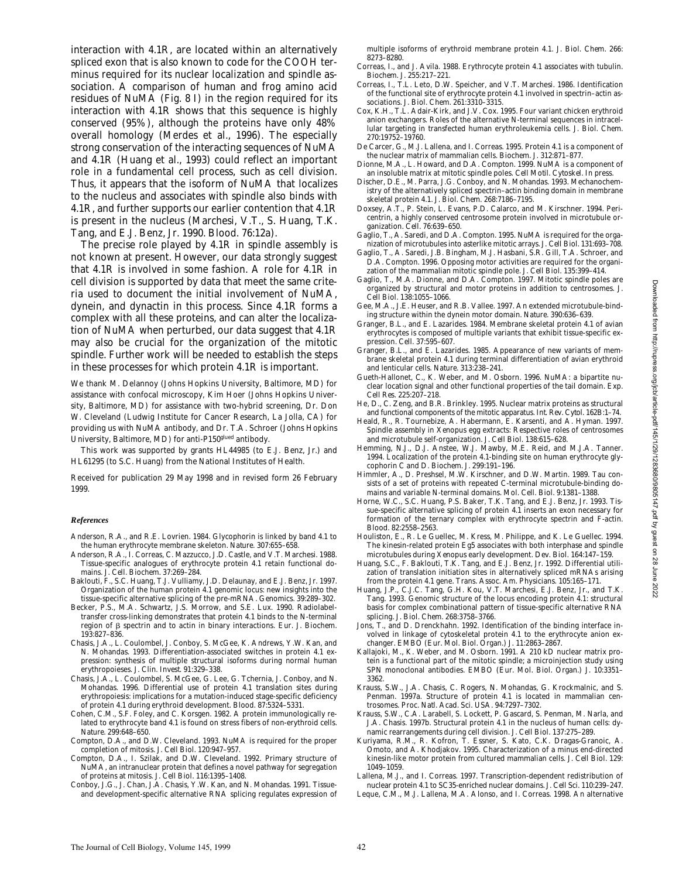interaction with 4.1R, are located within an alternatively spliced exon that is also known to code for the COOH terminus required for its nuclear localization and spindle association. A comparison of human and frog amino acid residues of NuMA (Fig. 8 I) in the region required for its interaction with 4.1R shows that this sequence is highly conserved (95%), although the proteins have only 48% overall homology (Merdes et al., 1996). The especially strong conservation of the interacting sequences of NuMA and 4.1R (Huang et al., 1993) could reflect an important role in a fundamental cell process, such as cell division. Thus, it appears that the isoform of NuMA that localizes to the nucleus and associates with spindle also binds with 4.1R, and further supports our earlier contention that 4.1R is present in the nucleus (Marchesi, V.T., S. Huang, T.K. Tang, and E.J. Benz, Jr. 1990. *Blood.* 76:12a).

The precise role played by 4.1R in spindle assembly is not known at present. However, our data strongly suggest that 4.1R is involved in some fashion. A role for 4.1R in cell division is supported by data that meet the same criteria used to document the initial involvement of NuMA, dynein, and dynactin in this process. Since 4.1R forms a complex with all these proteins, and can alter the localization of NuMA when perturbed, our data suggest that 4.1R may also be crucial for the organization of the mitotic spindle. Further work will be needed to establish the steps in these processes for which protein 4.1R is important.

We thank M. Delannoy (Johns Hopkins University, Baltimore, MD) for assistance with confocal microscopy, Kim Hoer (Johns Hopkins University, Baltimore, MD) for assistance with two-hybrid screening, Dr. Don W. Cleveland (Ludwig Institute for Cancer Research, La Jolla, CA) for providing us with NuMA antibody, and Dr. T.A. Schroer (Johns Hopkins University, Baltimore, MD) for anti-P150glued antibody.

This work was supported by grants HL44985 (to E.J. Benz, Jr.) and HL61295 (to S.C. Huang) from the National Institutes of Health.

Received for publication 29 May 1998 and in revised form 26 February 1999.

### References

Anderson, R.A., and R.E. Lovrien. 1984. Glycophorin is linked by band 4.1 to the human erythrocyte membrane skeleton. *Nature.* 307:655–658.

Anderson, R.A., I. Correas, C. Mazzucco, J.D. Castle, and V.T. Marchesi. 1988. Tissue-specific analogues of erythrocyte protein 4.1 retain functional domains. *J. Cell. Biochem.* 37:269–284.

Baklouti, F., S.C. Huang, T.J. Vulliamy, J.D. Delaunay, and E.J. Benz, Jr. 1997. Organization of the human protein 4.1 genomic locus: new insights into the tissue-specific alternative splicing of the pre-mRNA. *Genomics.* 39:289–302.

Becker, P.S., M.A. Schwartz, J.S. Morrow, and S.E. Lux. 1990. Radiolabel-transfer cross-linking demonstrates that protein 4.1 binds to the N-terminal region of β spectrin and to actin in binary interactions. *Eur. J. Biochem.* 193:827–836.

Chasis, J.A., L. Coulombel, J. Conboy, S. McGee, K. Andrews, Y.W. Kan, and N. Mohandas. 1993. Differentiation-associated switches in protein 4.1 expression: synthesis of multiple structural isoforms during normal human erythropoieses. *J. Clin. Invest.* 91:329–338.

Chasis, J.A., L. Coulombel, S. McGee, G. Lee, G. Tchernia, J. Conboy, and N. Mohandas. 1996. Differential use of protein 4.1 translation sites during erythropoiesis: implications for a mutation-induced stage-specific deficiency of protein 4.1 during erythroid development. *Blood.* 87:5324–5331.

Cohen, C.M., S.F. Foley, and C. Korsgen. 1982. A protein immunologically related to erythrocyte band 4.1 is found on stress fibers of non-erythroid cells. *Nature.* 299:648–650.

Compton, D.A., and D.W. Cleveland. 1993. NuMA is required for the proper completion of mitosis. *J. Cell Biol.* 120:947–957.

Compton, D.A., I. Szilak, and D.W. Cleveland. 1992. Primary structure of NuMA, an intranuclear protein that defines a novel pathway for segregation of proteins at mitosis. *J. Cell Biol.* 116:1395–1408.

Conboy, J.G., J. Chan, J.A. Chasis, Y.W. Kan, and N. Mohandas. 1991. Tissue- and development-specific alternative RNA splicing regulates expression of multiple isoforms of erythroid membrane protein 4.1. *J. Biol. Chem.* 266: 8273–8280.

Correas, I., and J. Avila. 1988. Erythrocyte protein 4.1 associates with tubulin. *Biochem. J.* 255:217–221.

Correas, I., T.L. Leto, D.W. Speicher, and V.T. Marchesi. 1986. Identification of the functional site of erythrocyte protein 4.1 involved in spectrin–actin associations. *J. Biol. Chem.* 261:3310–3315.

Cox, K.H., T.L. Adair-Kirk, and J.V. Cox. 1995. Four variant chicken erythroid anion exchangers. Roles of the alternative N-terminal sequences in intracellular targeting in transfected human erythroleukemia cells. *J. Biol. Chem.* 270:19752–19760.

De Carcer, G., M.J. Lallena, and I. Correas. 1995. Protein 4.1 is a component of the nuclear matrix of mammalian cells. *Biochem. J.* 312:871–877.

Dionne, M.A., L. Howard, and D.A. Compton. 1999. NuMA is a component of an insoluble matrix at mitotic spindle poles. *Cell Motil. Cytoskel.* In press.

Discher, D.E., M. Parra, J.G. Conboy, and N. Mohandas. 1993. Mechanochemistry of the alternatively spliced spectrin–actin binding domain in membrane skeletal protein 4.1. *J. Biol. Chem.* 268:7186–7195.

Doxsey, A.T., P. Stein, L. Evans, P.D. Calarco, and M. Kirschner. 1994. Pericentrin, a highly conserved centrosome protein involved in microtubule organization. *Cell.* 76:639–650.

Gaglio, T., A. Saredi, and D.A. Compton. 1995. NuMA is required for the organization of microtubules into asterlike mitotic arrays. *J. Cell Biol.* 131:693–708.

Gaglio, T., A. Saredi, J.B. Bingham, M.J. Hasbani, S.R. Gill, T.A. Schroer, and D.A. Compton. 1996. Opposing motor activities are required for the organization of the mammalian mitotic spindle pole. *J. Cell Biol.* 135:399–414.

Gaglio, T., M.A. Dionne, and D.A. Compton. 1997. Mitotic spindle poles are organized by structural and motor proteins in addition to centrosomes. *J. Cell Biol.* 138:1055–1066.

Gee, M.A., J.E. Heuser, and R.B. Vallee. 1997. An extended microtubule-binding structure within the dynein motor domain. *Nature.* 390:636–639.

Granger, B.L., and E. Lazarides. 1984. Membrane skeletal protein 4.1 of avian erythrocytes is composed of multiple variants that exhibit tissue-specific expression. *Cell.* 37:595–607.

Granger, B.L., and E. Lazarides. 1985. Appearance of new variants of membrane skeletal protein 4.1 during terminal differentiation of avian erythroid and lenticular cells. *Nature.* 313:238–241.

Gueth-Hallonet, C., K. Weber, and M. Osborn. 1996. NuMA: a bipartite nuclear location signal and other functional properties of the tail domain. *Exp. Cell Res.* 225:207–218.

He, D., C. Zeng, and B.R. Brinkley. 1995. Nuclear matrix proteins as structural and functional components of the mitotic apparatus. *Int. Rev. Cytol.* 162B:1–74.

Heald, R., R. Tournebize, A. Habermann, E. Karsenti, and A. Hyman. 1997. Spindle assembly in *Xenopus* egg extracts: Respective roles of centrosomes and microtubule self-organization. *J. Cell Biol.* 138:615–628.

Hemming, N.J., D.J. Anstee, W.J. Mawby, M.E. Reid, and M.J.A. Tanner. 1994. Localization of the protein 4.1-binding site on human erythrocyte glycophorin C and D. *Biochem. J.* 299:191–196.

Himmler, A., D. Preshsel, M.W. Kirschner, and D.W. Martin. 1989. Tau consists of a set of proteins with repeated C-terminal microtubule-binding domains and variable N-terminal domains. *Mol. Cell. Biol.* 9:1381–1388.

Horne, W.C., S.C. Huang, P.S. Baker, T.K. Tang, and E.J. Benz, Jr. 1993. Tissue-specific alternative splicing of protein 4.1 inserts an exon necessary for formation of the ternary complex with erythrocyte spectrin and F-actin. *Blood.* 82:2558–2563.

Houliston, E., R. Le Guellec, M. Kress, M. Philippe, and K. Le Guellec. 1994. The kinesin-related protein Eg5 associates with both interphase and spindle microtubules during *Xenopus* early development. *Dev. Biol.* 164:147–159.

Huang, S.C., F. Baklouti, T.K. Tang, and E.J. Benz, Jr. 1992. Differential utilization of translation initiation sites in alternatively spliced mRNAs arising from the protein 4.1 gene. *Trans. Assoc. Am. Physicians.* 105:165–171.

Huang, J.P., C.J.C. Tang, G.H. Kou, V.T. Marchesi, E.J. Benz, Jr., and T.K. Tang. 1993. Genomic structure of the locus encoding protein 4.1: structural basis for complex combinational pattern of tissue-specific alternative RNA splicing. *J. Biol. Chem.* 268:3758–3766.

Jons, T., and D. Drenckhahn. 1992. Identification of the binding interface involved in linkage of cytoskeletal protein 4.1 to the erythrocyte anion exchanger. *EMBO (Eur. Mol. Biol. Organ.) J.* 11:2863–2867.

Kallajoki, M., K. Weber, and M. Osborn. 1991. A 210 kD nuclear matrix protein is a functional part of the mitotic spindle; a microinjection study using SPN monoclonal antibodies. *EMBO (Eur. Mol. Biol. Organ.) J.* 10:3351–3362.

Krauss, S.W., J.A. Chasis, C. Rogers, N. Mohandas, G. Krockmalnic, and S. Penman. 1997a. Structure of protein 4.1 is located in mammalian centrosomes. *Proc. Natl. Acad. Sci. USA.* 94:7297–7302.

Krauss, S.W., C.A. Larabell, S. Lockett, P. Gascard, S. Penman, M. Narla, and J.A. Chasis. 1997b. Structural protein 4.1 in the nucleus of human cells: dynamic rearrangements during cell division. *J. Cell Biol.* 137:275–289.

Kuriyama, R.M., R. Kofron, T. Essner, S. Kato, C.K. Dragas-Granoic, A. Omoto, and A. Khodjakov. 1995. Characterization of a minus end-directed kinesin-like motor protein from cultured mammalian cells. *J. Cell Biol.* 129: 1049–1059.

Lallena, M.J., and I. Correas. 1997. Transcription-dependent redistribution of nuclear protein 4.1 to SC35-enriched nuclear domains. *J. Cell Sci.* 110:239–247.

Leque, C.M., M.J. Lallena, M.A. Alonso, and I. Correas. 1998. An alternative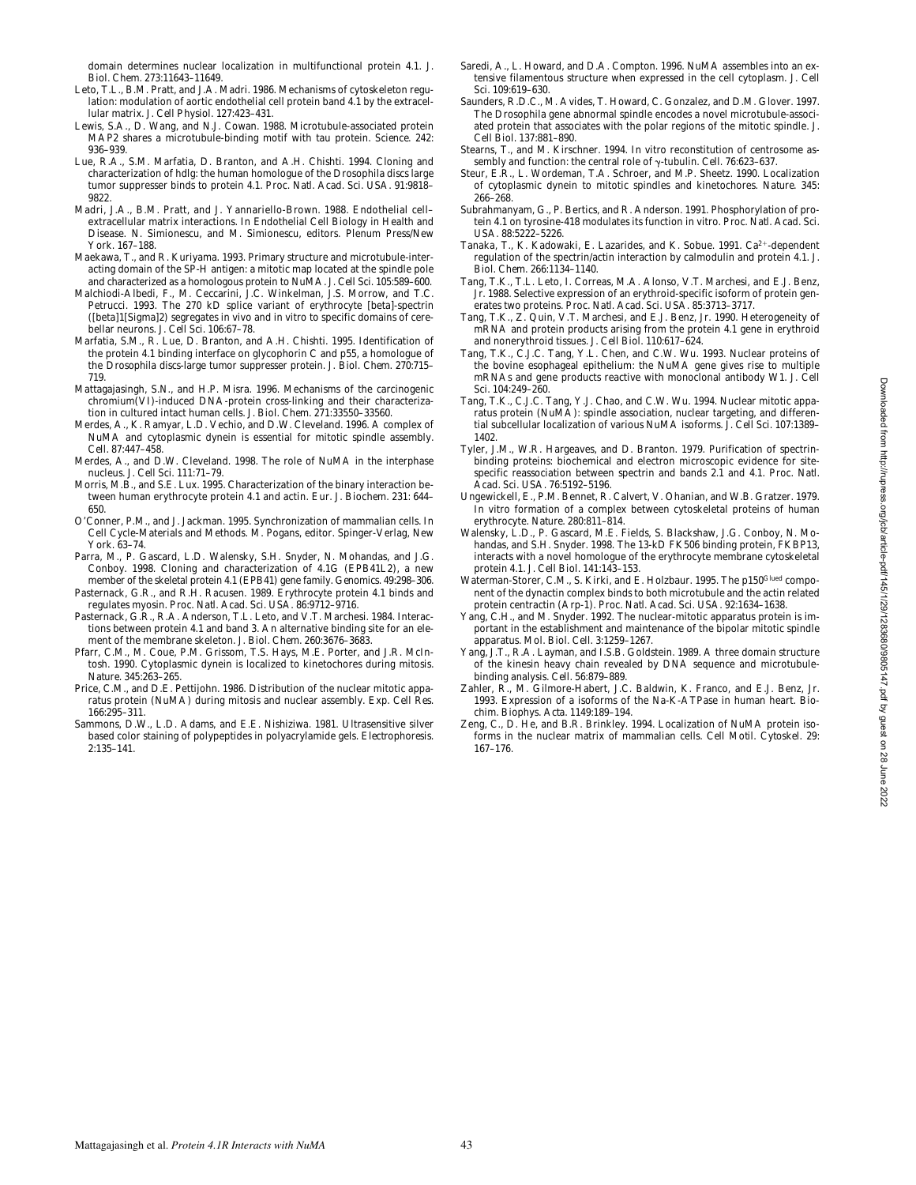domain determines nuclear localization in multifunctional protein 4.1. J. Biol. Chem. 273:11643–11649.

Leto, T.L., B.M. Pratt, and J.A. Madri. 1986. Mechanisms of cytoskeleton regulation: modulation of aortic endothelial cell protein band 4.1 by the extracellular matrix. J. Cell Physiol. 127:423–431.

Lewis, S.A., D. Wang, and N.J. Cowan. 1988. Microtubule-associated protein MAP2 shares a microtubule-binding motif with tau protein. Science. 242: 936–939.

Lue, R.A., S.M. Marfatia, D. Branton, and A.H. Chishti. 1994. Cloning and characterization of hdlg: the human homologue of the Drosophila discs large tumor suppresser binds to protein 4.1. Proc. Natl. Acad. Sci. USA. 91:9818–9822.

Madri, J.A., B.M. Pratt, and J. Yannariello-Brown. 1988. Endothelial cell–extracellular matrix interactions. In Endothelial Cell Biology in Health and Disease. N. Simionescu, and M. Simionescu, editors. Plenum Press/New York. 167–188.

Maekawa, T., and R. Kuriyama. 1993. Primary structure and microtubule-interacting domain of the SP-H antigen: a mitotic map located at the spindle pole and characterized as a homologous protein to NuMA. J. Cell Sci. 105:589–600.

Malchiodi-Albedi, F., M. Ceccarini, J.C. Winkelman, J.S. Morrow, and T.C. Petrucci. 1993. The 270 kD splice variant of erythrocyte [beta]-spectrin ([beta]1[Sigma]2) segregates in vivo and in vitro to specific domains of cerebellar neurons. J. Cell Sci. 106:67–78.

Marfatia, S.M., R. Lue, D. Branton, and A.H. Chishti. 1995. Identification of the protein 4.1 binding interface on glycophorin C and p55, a homologue of the Drosophila discs-large tumor suppresser protein. J. Biol. Chem. 270:715–719.

Mattagajasingh, S.N., and H.P. Misra. 1996. Mechanisms of the carcinogenic chromium(VI)-induced DNA-protein cross-linking and their characterization in cultured intact human cells. J. Biol. Chem. 271:33550–33560.

Merdes, A., K. Ramyar, L.D. Vechio, and D.W. Cleveland. 1996. A complex of NuMA and cytoplasmic dynein is essential for mitotic spindle assembly. Cell. 87:447–458.

Merdes, A., and D.W. Cleveland. 1998. The role of NuMA in the interphase nucleus. J. Cell Sci. 111:71–79.

Morris, M.B., and S.E. Lux. 1995. Characterization of the binary interaction between human erythrocyte protein 4.1 and actin. Eur. J. Biochem. 231: 644–650.

O'Conner, P.M., and J. Jackman. 1995. Synchronization of mammalian cells. In Cell Cycle-Materials and Methods. M. Pogans, editor. Spinger-Verlag, New York. 63–74.

Parra, M., P. Gascard, L.D. Walensky, S.H. Snyder, N. Mohandas, and J.G. Conboy. 1998. Cloning and characterization of 4.1G (EPB41L2), a new member of the skeletal protein 4.1 (EPB41) gene family. Genomics. 49:298–306.

Pasternack, G.R., and R.H. Racusen. 1989. Erythrocyte protein 4.1 binds and regulates myosin. Proc. Natl. Acad. Sci. USA. 86:9712–9716.

Pasternack, G.R., R.A. Anderson, T.L. Leto, and V.T. Marchesi. 1984. Interactions between protein 4.1 and band 3. An alternative binding site for an element of the membrane skeleton. J. Biol. Chem. 260:3676–3683.

Pfarr, C.M., M. Coue, P.M. Grissom, T.S. Hays, M.E. Porter, and J.R. McIntosh. 1990. Cytoplasmic dynein is localized to kinetochores during mitosis. Nature. 345:263–265.

Price, C.M., and D.E. Pettijohn. 1986. Distribution of the nuclear mitotic apparatus protein (NuMA) during mitosis and nuclear assembly. Exp. Cell Res. 166:295–311.

Sammons, D.W., L.D. Adams, and E.E. Nishiziwa. 1981. Ultrasensitive silver based color staining of polypeptides in polyacrylamide gels. Electrophoresis. 2:135–141.

Saredi, A., L. Howard, and D.A. Compton. 1996. NuMA assembles into an extensive filamentous structure when expressed in the cell cytoplasm. J. Cell Sci. 109:619–630.

Saunders, R.D.C., M. Avides, T. Howard, C. Gonzalez, and D.M. Glover. 1997. The Drosophila gene abnormal spindle encodes a novel microtubule-associated protein that associates with the polar regions of the mitotic spindle. J. Cell Biol. 137:881–890.

Stearns, T., and M. Kirschner. 1994. In vitro reconstitution of centrosome assembly and function: the central role of $\gamma$-tubulin. Cell. 76:623–637.

Steur, E.R., L. Wordeman, T.A. Schroer, and M.P. Sheetz. 1990. Localization of cytoplasmic dynein to mitotic spindles and kinetochores. Nature. 345: 266–268.

Subrahmanyam, G., P. Bertics, and R. Anderson. 1991. Phosphorylation of protein 4.1 on tyrosine-418 modulates its function in vitro. Proc. Natl. Acad. Sci. USA. 88:5222–5226.

Tanaka, T., K. Kadowaki, E. Lazarides, and K. Sobue. 1991. $Ca^{2+}$-dependent regulation of the spectrin/actin interaction by calmodulin and protein 4.1. J. Biol. Chem. 266:1134–1140.

Tang, T.K., T.L. Leto, I. Correas, M.A. Alonso, V.T. Marchesi, and E.J. Benz, Jr. 1988. Selective expression of an erythroid-specific isoform of protein generates two proteins. Proc. Natl. Acad. Sci. USA. 85:3713–3717.

Tang, T.K., Z. Quin, V.T. Marchesi, and E.J. Benz, Jr. 1990. Heterogeneity of mRNA and protein products arising from the protein 4.1 gene in erythroid and nonerythroid tissues. J. Cell Biol. 110:617–624.

Tang, T.K., C.J.C. Tang, Y.L. Chen, and C.W. Wu. 1993. Nuclear proteins of the bovine esophageal epithelium: the NuMA gene gives rise to multiple mRNAs and gene products reactive with monoclonal antibody W1. J. Cell Sci. 104:249–260.

Tang, T.K., C.J.C. Tang, Y.J. Chao, and C.W. Wu. 1994. Nuclear mitotic apparatus protein (NuMA): spindle association, nuclear targeting, and differential subcellular localization of various NuMA isoforms. J. Cell Sci. 107:1389–1402.

Tyler, J.M., W.R. Hargeaves, and D. Branton. 1979. Purification of spectrin-binding proteins: biochemical and electron microscopic evidence for site-specific reassociation between spectrin and bands 2.1 and 4.1. Proc. Natl. Acad. Sci. USA. 76:5192–5196.

Ungewickell, E., P.M. Bennet, R. Calvert, V. Ohanian, and W.B. Gratzer. 1979. In vitro formation of a complex between cytoskeletal proteins of human erythrocyte. Nature. 280:811–814.

Walensky, L.D., P. Gascard, M.E. Fields, S. Blackshaw, J.G. Conboy, N. Mohandas, and S.H. Snyder. 1998. The 13-kD FK506 binding protein, FKBP13, interacts with a novel homologue of the erythrocyte membrane cytoskeletal protein 4.1. J. Cell Biol. 141:143–153.

Waterman-Storer, C.M., S. Kirki, and E. Holzbaur. 1995. The p150[Glued] component of the dynactin complex binds to both microtubule and the actin related protein centractin (Arp-1). Proc. Natl. Acad. Sci. USA. 92:1634–1638.

Yang, C.H., and M. Snyder. 1992. The nuclear-mitotic apparatus protein is important in the establishment and maintenance of the bipolar mitotic spindle apparatus. Mol. Biol. Cell. 3:1259–1267.

Yang, J.T., R.A. Layman, and I.S.B. Goldstein. 1989. A three domain structure of the kinesin heavy chain revealed by DNA sequence and microtubule-binding analysis. Cell. 56:879–889.

Zahler, R., M. Gilmore-Habert, J.C. Baldwin, K. Franco, and E.J. Benz, Jr. 1993. Expression of a isoforms of the Na-K-ATPase in human heart. Biochim. Biophys. Acta. 1149:189–194.

Zeng, C., D. He, and B.R. Brinkley. 1994. Localization of NuMA protein isoforms in the nuclear matrix of mammalian cells. Cell Motil. Cytoskel. 29: 167–176.